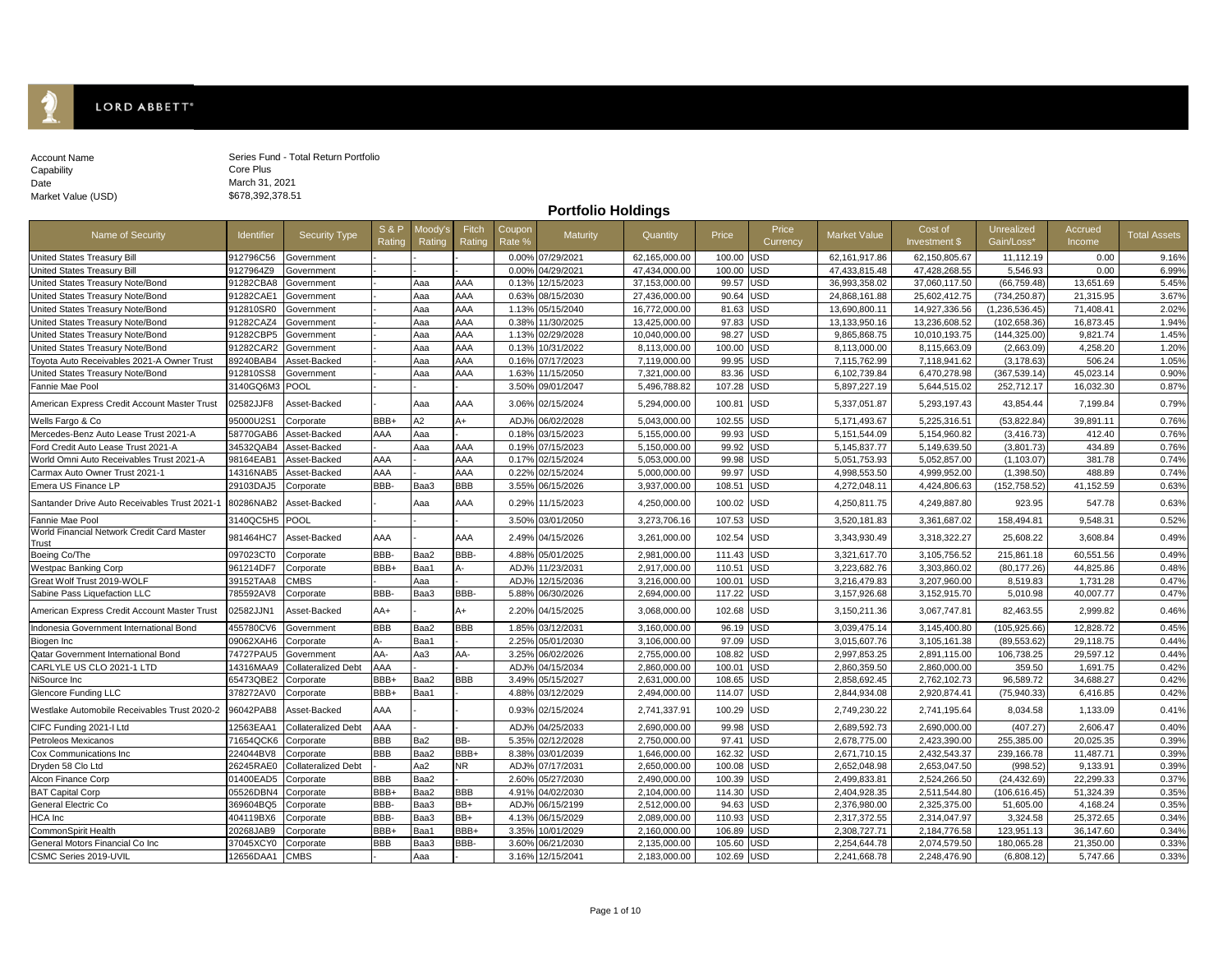LORD ABBETT®

Account Name: Series Fund - Total Return Portfolio
Capability: Core Plus
Date: March 31, 2021
Market Value (USD): $678,392,378.51

## Portfolio Holdings

| Name of Security | Identifier | Security Type | S & P Rating | Moody's Rating | Fitch Rating | Coupon Rate % | Maturity | Quantity | Price | Price Currency | Market Value | Cost of Investment $ | Unrealized Gain/Loss* | Accrued Income | Total Assets |
|---|---|---|---|---|---|---|---|---|---|---|---|---|---|---|---|
| United States Treasury Bill | 912796C56 | Government | - | - | - | 0.00% | 07/29/2021 | 62,165,000.00 | 100.00 | USD | 62,161,917.86 | 62,150,805.67 | 11,112.19 | 0.00 | 9.16% |
| United States Treasury Bill | 9127964Z9 | Government | - | - | - | 0.00% | 04/29/2021 | 47,434,000.00 | 100.00 | USD | 47,433,815.48 | 47,428,268.55 | 5,546.93 | 0.00 | 6.99% |
| United States Treasury Note/Bond | 91282CBA8 | Government | - | Aaa | AAA | 0.13% | 12/15/2023 | 37,153,000.00 | 99.57 | USD | 36,993,358.02 | 37,060,117.50 | (66,759.48) | 13,651.69 | 5.45% |
| United States Treasury Note/Bond | 91282CAE1 | Government | - | Aaa | AAA | 0.63% | 08/15/2030 | 27,436,000.00 | 90.64 | USD | 24,868,161.88 | 25,602,412.75 | (734,250.87) | 21,315.95 | 3.67% |
| United States Treasury Note/Bond | 912810SR0 | Government | - | Aaa | AAA | 1.13% | 05/15/2040 | 16,772,000.00 | 81.63 | USD | 13,690,800.11 | 14,927,336.56 | (1,236,536.45) | 71,408.41 | 2.02% |
| United States Treasury Note/Bond | 91282CAZ4 | Government | - | Aaa | AAA | 0.38% | 11/30/2025 | 13,425,000.00 | 97.83 | USD | 13,133,950.16 | 13,236,608.52 | (102,658.36) | 16,873.45 | 1.94% |
| United States Treasury Note/Bond | 91282CBP5 | Government | - | Aaa | AAA | 1.13% | 02/29/2028 | 10,040,000.00 | 98.27 | USD | 9,865,868.75 | 10,010,193.75 | (144,325.00) | 9,821.74 | 1.45% |
| United States Treasury Note/Bond | 91282CAR2 | Government | - | Aaa | AAA | 0.13% | 10/31/2022 | 8,113,000.00 | 100.00 | USD | 8,113,000.00 | 8,115,663.09 | (2,663.09) | 4,258.20 | 1.20% |
| Toyota Auto Receivables 2021-A Owner Trust | 89240BAB4 | Asset-Backed | - | Aaa | AAA | 0.16% | 07/17/2023 | 7,119,000.00 | 99.95 | USD | 7,115,762.99 | 7,118,941.62 | (3,178.63) | 506.24 | 1.05% |
| United States Treasury Note/Bond | 912810SS8 | Government | - | Aaa | AAA | 1.63% | 11/15/2050 | 7,321,000.00 | 83.36 | USD | 6,102,739.84 | 6,470,278.98 | (367,539.14) | 45,023.14 | 0.90% |
| Fannie Mae Pool | 3140GQ6M3 | POOL | - | - | - | 3.50% | 09/01/2047 | 5,496,788.82 | 107.28 | USD | 5,897,227.19 | 5,644,515.02 | 252,712.17 | 16,032.30 | 0.87% |
| American Express Credit Account Master Trust | 02582JJF8 | Asset-Backed | - | Aaa | AAA | 3.06% | 02/15/2024 | 5,294,000.00 | 100.81 | USD | 5,337,051.87 | 5,293,197.43 | 43,854.44 | 7,199.84 | 0.79% |
| Wells Fargo & Co | 95000U2S1 | Corporate | BBB+ | A2 | A+ | ADJ% | 06/02/2028 | 5,043,000.00 | 102.55 | USD | 5,171,493.67 | 5,225,316.51 | (53,822.84) | 39,891.11 | 0.76% |
| Mercedes-Benz Auto Lease Trust 2021-A | 58770GAB6 | Asset-Backed | AAA | Aaa | | 0.18% | 03/15/2023 | 5,155,000.00 | 99.93 | USD | 5,151,544.09 | 5,154,960.82 | (3,416.73) | 412.40 | 0.76% |
| Ford Credit Auto Lease Trust 2021-A | 34532QAB4 | Asset-Backed | - | Aaa | AAA | 0.19% | 07/15/2023 | 5,150,000.00 | 99.92 | USD | 5,145,837.77 | 5,149,639.50 | (3,801.73) | 434.89 | 0.76% |
| World Omni Auto Receivables Trust 2021-A | 98164EAB1 | Asset-Backed | AAA | - | AAA | 0.17% | 02/15/2024 | 5,053,000.00 | 99.98 | USD | 5,051,753.93 | 5,052,857.00 | (1,103.07) | 381.78 | 0.74% |
| Carmax Auto Owner Trust 2021-1 | 14316NAB5 | Asset-Backed | AAA | - | AAA | 0.22% | 02/15/2024 | 5,000,000.00 | 99.97 | USD | 4,998,553.50 | 4,999,952.00 | (1,398.50) | 488.89 | 0.74% |
| Emera US Finance LP | 29103DAJ5 | Corporate | BBB- | Baa3 | BBB | 3.55% | 06/15/2026 | 3,937,000.00 | 108.51 | USD | 4,272,048.11 | 4,424,806.63 | (152,758.52) | 41,152.59 | 0.63% |
| Santander Drive Auto Receivables Trust 2021-1 | 80286NAB2 | Asset-Backed | - | Aaa | AAA | 0.29% | 11/15/2023 | 4,250,000.00 | 100.02 | USD | 4,250,811.75 | 4,249,887.80 | 923.95 | 547.78 | 0.63% |
| Fannie Mae Pool | 3140QC5H5 | POOL | - | - | - | 3.50% | 03/01/2050 | 3,273,706.16 | 107.53 | USD | 3,520,181.83 | 3,361,687.02 | 158,494.81 | 9,548.31 | 0.52% |
| World Financial Network Credit Card Master Trust | 981464HC7 | Asset-Backed | AAA | - | AAA | 2.49% | 04/15/2026 | 3,261,000.00 | 102.54 | USD | 3,343,930.49 | 3,318,322.27 | 25,608.22 | 3,608.84 | 0.49% |
| Boeing Co/The | 097023CT0 | Corporate | BBB- | Baa2 | BBB- | 4.88% | 05/01/2025 | 2,981,000.00 | 111.43 | USD | 3,321,617.70 | 3,105,756.52 | 215,861.18 | 60,551.56 | 0.49% |
| Westpac Banking Corp | 961214DF7 | Corporate | BBB+ | Baa1 | A- | ADJ% | 11/23/2031 | 2,917,000.00 | 110.51 | USD | 3,223,682.76 | 3,303,860.02 | (80,177.26) | 44,825.86 | 0.48% |
| Great Wolf Trust 2019-WOLF | 39152TAA8 | CMBS | - | Aaa | - | ADJ% | 12/15/2036 | 3,216,000.00 | 100.01 | USD | 3,216,479.83 | 3,207,960.00 | 8,519.83 | 1,731.28 | 0.47% |
| Sabine Pass Liquefaction LLC | 785592AV8 | Corporate | BBB- | Baa3 | BBB- | 5.88% | 06/30/2026 | 2,694,000.00 | 117.22 | USD | 3,157,926.68 | 3,152,915.70 | 5,010.98 | 40,007.77 | 0.47% |
| American Express Credit Account Master Trust | 02582JJN1 | Asset-Backed | AA+ | - | A+ | 2.20% | 04/15/2025 | 3,068,000.00 | 102.68 | USD | 3,150,211.36 | 3,067,747.81 | 82,463.55 | 2,999.82 | 0.46% |
| Indonesia Government International Bond | 455780CV6 | Government | BBB | Baa2 | BBB | 1.85% | 03/12/2031 | 3,160,000.00 | 96.19 | USD | 3,039,475.14 | 3,145,400.80 | (105,925.66) | 12,828.72 | 0.45% |
| Biogen Inc | 09062XAH6 | Corporate | A- | Baa1 | - | 2.25% | 05/01/2030 | 3,106,000.00 | 97.09 | USD | 3,015,607.76 | 3,105,161.38 | (89,553.62) | 29,118.75 | 0.44% |
| Qatar Government International Bond | 74727PAU5 | Government | AA- | Aa3 | AA- | 3.25% | 06/02/2026 | 2,755,000.00 | 108.82 | USD | 2,997,853.25 | 2,891,115.00 | 106,738.25 | 29,597.12 | 0.44% |
| CARLYLE US CLO 2021-1 LTD | 14316MAA9 | Collateralized Debt | AAA | - | - | ADJ% | 04/15/2034 | 2,860,000.00 | 100.01 | USD | 2,860,359.50 | 2,860,000.00 | 359.50 | 1,691.75 | 0.42% |
| NiSource Inc | 65473QBE2 | Corporate | BBB+ | Baa2 | BBB | 3.49% | 05/15/2027 | 2,631,000.00 | 108.65 | USD | 2,858,692.45 | 2,762,102.73 | 96,589.72 | 34,688.27 | 0.42% |
| Glencore Funding LLC | 378272AV0 | Corporate | BBB+ | Baa1 | - | 4.88% | 03/12/2029 | 2,494,000.00 | 114.07 | USD | 2,844,934.08 | 2,920,874.41 | (75,940.33) | 6,416.85 | 0.42% |
| Westlake Automobile Receivables Trust 2020-2 | 96042PAB8 | Asset-Backed | AAA | - | - | 0.93% | 02/15/2024 | 2,741,337.91 | 100.29 | USD | 2,749,230.22 | 2,741,195.64 | 8,034.58 | 1,133.09 | 0.41% |
| CIFC Funding 2021-I Ltd | 12563EAA1 | Collateralized Debt | AAA | - | - | ADJ% | 04/25/2033 | 2,690,000.00 | 99.98 | USD | 2,689,592.73 | 2,690,000.00 | (407.27) | 2,606.47 | 0.40% |
| Petroleos Mexicanos | 71654QCK6 | Corporate | BBB | Ba2 | BB- | 5.35% | 02/12/2028 | 2,750,000.00 | 97.41 | USD | 2,678,775.00 | 2,423,390.00 | 255,385.00 | 20,025.35 | 0.39% |
| Cox Communications Inc | 224044BV8 | Corporate | BBB | Baa2 | BBB+ | 8.38% | 03/01/2039 | 1,646,000.00 | 162.32 | USD | 2,671,710.15 | 2,432,543.37 | 239,166.78 | 11,487.71 | 0.39% |
| Dryden 58 Clo Ltd | 26245RAE0 | Collateralized Debt | - | Aa2 | NR | ADJ% | 07/17/2031 | 2,650,000.00 | 100.08 | USD | 2,652,048.98 | 2,653,047.50 | (998.52) | 9,133.91 | 0.39% |
| Alcon Finance Corp | 01400EAD5 | Corporate | BBB | Baa2 | - | 2.60% | 05/27/2030 | 2,490,000.00 | 100.39 | USD | 2,499,833.81 | 2,524,266.50 | (24,432.69) | 22,299.33 | 0.37% |
| BAT Capital Corp | 05526DBN4 | Corporate | BBB+ | Baa2 | BBB | 4.91% | 04/02/2030 | 2,104,000.00 | 114.30 | USD | 2,404,928.35 | 2,511,544.80 | (106,616.45) | 51,324.39 | 0.35% |
| General Electric Co | 369604BQ5 | Corporate | BBB- | Baa3 | BB+ | ADJ% | 06/15/2199 | 2,512,000.00 | 94.63 | USD | 2,376,980.00 | 2,325,375.00 | 51,605.00 | 4,168.24 | 0.35% |
| HCA Inc | 404119BX6 | Corporate | BBB- | Baa3 | BB+ | 4.13% | 06/15/2029 | 2,089,000.00 | 110.93 | USD | 2,317,372.55 | 2,314,047.97 | 3,324.58 | 25,372.65 | 0.34% |
| CommonSpirit Health | 20268JAB9 | Corporate | BBB+ | Baa1 | BBB+ | 3.35% | 10/01/2029 | 2,160,000.00 | 106.89 | USD | 2,308,727.71 | 2,184,776.58 | 123,951.13 | 36,147.60 | 0.34% |
| General Motors Financial Co Inc | 37045XCY0 | Corporate | BBB | Baa3 | BBB- | 3.60% | 06/21/2030 | 2,135,000.00 | 105.60 | USD | 2,254,644.78 | 2,074,579.50 | 180,065.28 | 21,350.00 | 0.33% |
| CSMC Series 2019-UVIL | 12656DAA1 | CMBS | - | Aaa | - | 3.16% | 12/15/2041 | 2,183,000.00 | 102.69 | USD | 2,241,668.78 | 2,248,476.90 | (6,808.12) | 5,747.66 | 0.33% |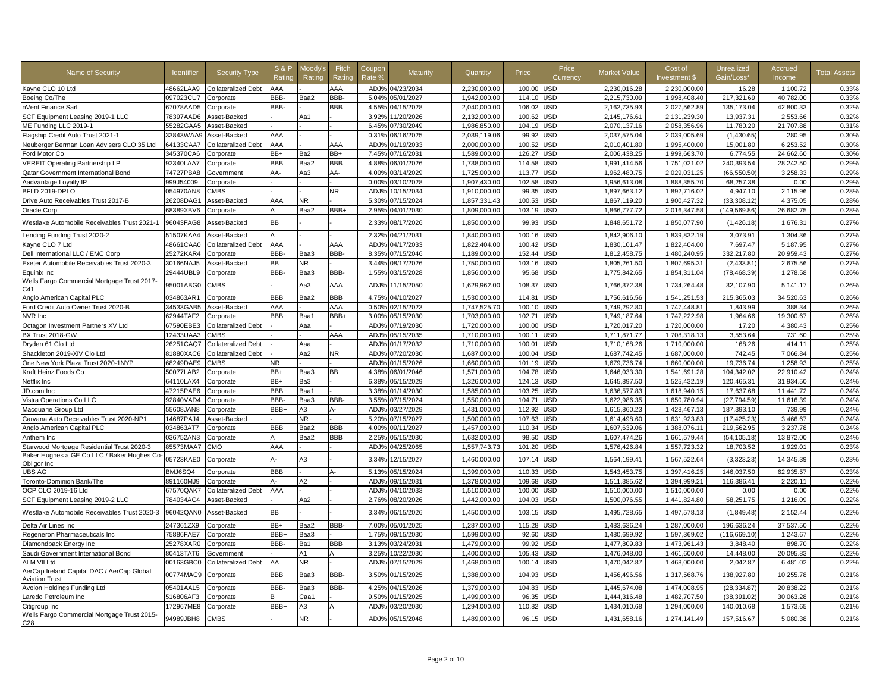| Name of Security | Identifier | Security Type | S & P Rating | Moody's Rating | Fitch Rating | Coupon Rate % | Maturity | Quantity | Price | Price Currency | Market Value | Cost of Investment $ | Unrealized Gain/Loss* | Accrued Income | Total Assets |
|---|---|---|---|---|---|---|---|---|---|---|---|---|---|---|---|
| Kayne CLO 10 Ltd | 48662LAA9 | Collateralized Debt | AAA | - | AAA | ADJ% | 04/23/2034 | 2,230,000.00 | 100.00 | USD | 2,230,016.28 | 2,230,000.00 | 16.28 | 1,100.72 | 0.33% |
| Boeing Co/The | 097023CU7 | Corporate | BBB- | Baa2 | BBB- | 5.04% | 05/01/2027 | 1,942,000.00 | 114.10 | USD | 2,215,730.09 | 1,998,408.40 | 217,321.69 | 40,782.00 | 0.33% |
| nVent Finance Sarl | 67078AAD5 | Corporate | BBB- | - | BBB | 4.55% | 04/15/2028 | 2,040,000.00 | 106.02 | USD | 2,162,735.93 | 2,027,562.89 | 135,173.04 | 42,800.33 | 0.32% |
| SCF Equipment Leasing 2019-1 LLC | 78397AAD6 | Asset-Backed | - | Aa1 | - | 3.92% | 11/20/2026 | 2,132,000.00 | 100.62 | USD | 2,145,176.61 | 2,131,239.30 | 13,937.31 | 2,553.66 | 0.32% |
| ME Funding LLC 2019-1 | 55282GAA5 | Asset-Backed | - | - | - | 6.45% | 07/30/2049 | 1,986,850.00 | 104.19 | USD | 2,070,137.16 | 2,058,356.96 | 11,780.20 | 21,707.88 | 0.31% |
| Flagship Credit Auto Trust 2021-1 | 33843WAA9 | Asset-Backed | AAA | - | - | 0.31% | 06/16/2025 | 2,039,119.06 | 99.92 | USD | 2,037,575.04 | 2,039,005.69 | (1,430.65) | 280.95 | 0.30% |
| Neuberger Berman Loan Advisers CLO 35 Ltd | 64133CAA7 | Collateralized Debt | AAA | - | AAA | ADJ% | 01/19/2033 | 2,000,000.00 | 100.52 | USD | 2,010,401.80 | 1,995,400.00 | 15,001.80 | 6,253.52 | 0.30% |
| Ford Motor Co | 345370CA6 | Corporate | BB+ | Ba2 | BB+ | 7.45% | 07/16/2031 | 1,589,000.00 | 126.27 | USD | 2,006,438.25 | 1,999,663.70 | 6,774.55 | 24,662.60 | 0.30% |
| VEREIT Operating Partnership LP | 92340LAA7 | Corporate | BBB | Baa2 | BBB | 4.88% | 06/01/2026 | 1,738,000.00 | 114.58 | USD | 1,991,414.56 | 1,751,021.02 | 240,393.54 | 28,242.50 | 0.29% |
| Qatar Government International Bond | 74727PBA8 | Government | AA- | Aa3 | AA- | 4.00% | 03/14/2029 | 1,725,000.00 | 113.77 | USD | 1,962,480.75 | 2,029,031.25 | (66,550.50) | 3,258.33 | 0.29% |
| Aadvantage Loyalty IP | 999J54009 | Corporate | - | - | - | 0.00% | 03/10/2028 | 1,907,430.00 | 102.58 | USD | 1,956,613.08 | 1,888,355.70 | 68,257.38 | 0.00 | 0.29% |
| BFLD 2019-DPLO | 054970AN8 | CMBS | - | - | NR | ADJ% | 10/15/2034 | 1,910,000.00 | 99.35 | USD | 1,897,663.12 | 1,892,716.02 | 4,947.10 | 2,115.96 | 0.28% |
| Drive Auto Receivables Trust 2017-B | 26208DAG1 | Asset-Backed | AAA | NR | - | 5.30% | 07/15/2024 | 1,857,331.43 | 100.53 | USD | 1,867,119.20 | 1,900,427.32 | (33,308.12) | 4,375.05 | 0.28% |
| Oracle Corp | 68389XBV6 | Corporate | A | Baa2 | BBB+ | 2.95% | 04/01/2030 | 1,809,000.00 | 103.19 | USD | 1,866,777.72 | 2,016,347.58 | (149,569.86) | 26,682.75 | 0.28% |
| Westlake Automobile Receivables Trust 2021-1 | 96043FAG8 | Asset-Backed | BB | - | - | 2.33% | 08/17/2026 | 1,850,000.00 | 99.93 | USD | 1,848,651.72 | 1,850,077.90 | (1,426.18) | 1,676.31 | 0.27% |
| Lending Funding Trust 2020-2 | 51507KAA4 | Asset-Backed | A | - | - | 2.32% | 04/21/2031 | 1,840,000.00 | 100.16 | USD | 1,842,906.10 | 1,839,832.19 | 3,073.91 | 1,304.36 | 0.27% |
| Kayne CLO 7 Ltd | 48661CAA0 | Collateralized Debt | AAA | - | AAA | ADJ% | 04/17/2033 | 1,822,404.00 | 100.42 | USD | 1,830,101.47 | 1,822,404.00 | 7,697.47 | 5,187.95 | 0.27% |
| Dell International LLC / EMC Corp | 25272KAR4 | Corporate | BBB- | Baa3 | BBB- | 8.35% | 07/15/2046 | 1,189,000.00 | 152.44 | USD | 1,812,458.75 | 1,480,240.95 | 332,217.80 | 20,959.43 | 0.27% |
| Exeter Automobile Receivables Trust 2020-3 | 30166NAJ5 | Asset-Backed | BB | NR | - | 3.44% | 08/17/2026 | 1,750,000.00 | 103.16 | USD | 1,805,261.50 | 1,807,695.31 | (2,433.81) | 2,675.56 | 0.27% |
| Equinix Inc | 29444UBL9 | Corporate | BBB- | Baa3 | BBB- | 1.55% | 03/15/2028 | 1,856,000.00 | 95.68 | USD | 1,775,842.65 | 1,854,311.04 | (78,468.39) | 1,278.58 | 0.26% |
| Wells Fargo Commercial Mortgage Trust 2017-C41 | 95001ABG0 | CMBS | - | Aa3 | AAA | ADJ% | 11/15/2050 | 1,629,962.00 | 108.37 | USD | 1,766,372.38 | 1,734,264.48 | 32,107.90 | 5,141.17 | 0.26% |
| Anglo American Capital PLC | 034863AR1 | Corporate | BBB | Baa2 | BBB | 4.75% | 04/10/2027 | 1,530,000.00 | 114.81 | USD | 1,756,616.56 | 1,541,251.53 | 215,365.03 | 34,520.63 | 0.26% |
| Ford Credit Auto Owner Trust 2020-B | 34533GAB5 | Asset-Backed | AAA | - | AAA | 0.50% | 02/15/2023 | 1,747,525.70 | 100.10 | USD | 1,749,292.80 | 1,747,448.81 | 1,843.99 | 388.34 | 0.26% |
| NVR Inc | 62944TAF2 | Corporate | BBB+ | Baa1 | BBB+ | 3.00% | 05/15/2030 | 1,703,000.00 | 102.71 | USD | 1,749,187.64 | 1,747,222.98 | 1,964.66 | 19,300.67 | 0.26% |
| Octagon Investment Partners XV Ltd | 67590EBE3 | Collateralized Debt | - | Aaa | - | ADJ% | 07/19/2030 | 1,720,000.00 | 100.00 | USD | 1,720,017.20 | 1,720,000.00 | 17.20 | 4,380.43 | 0.25% |
| BX Trust 2018-GW | 12433UAA3 | CMBS | - | - | AAA | ADJ% | 05/15/2035 | 1,710,000.00 | 100.11 | USD | 1,711,871.77 | 1,708,318.13 | 3,553.64 | 731.60 | 0.25% |
| Dryden 61 Clo Ltd | 26251CAQ7 | Collateralized Debt | - | Aaa | - | ADJ% | 01/17/2032 | 1,710,000.00 | 100.01 | USD | 1,710,168.26 | 1,710,000.00 | 168.26 | 414.11 | 0.25% |
| Shackleton 2019-XIV Clo Ltd | 81880XAC6 | Collateralized Debt | - | Aa2 | NR | ADJ% | 07/20/2030 | 1,687,000.00 | 100.04 | USD | 1,687,742.45 | 1,687,000.00 | 742.45 | 7,066.84 | 0.25% |
| One New York Plaza Trust 2020-1NYP | 68249DAE9 | CMBS | NR | - | - | ADJ% | 01/15/2026 | 1,660,000.00 | 101.19 | USD | 1,679,736.74 | 1,660,000.00 | 19,736.74 | 1,258.93 | 0.25% |
| Kraft Heinz Foods Co | 50077LAB2 | Corporate | BB+ | Baa3 | BB | 4.38% | 06/01/2046 | 1,571,000.00 | 104.78 | USD | 1,646,033.30 | 1,541,691.28 | 104,342.02 | 22,910.42 | 0.24% |
| Netflix Inc | 64110LAX4 | Corporate | BB+ | Ba3 | - | 6.38% | 05/15/2029 | 1,326,000.00 | 124.13 | USD | 1,645,897.50 | 1,525,432.19 | 120,465.31 | 31,934.50 | 0.24% |
| JD.com Inc | 47215PAE6 | Corporate | BBB+ | Baa1 | - | 3.38% | 01/14/2030 | 1,585,000.00 | 103.25 | USD | 1,636,577.83 | 1,618,940.15 | 17,637.68 | 11,441.72 | 0.24% |
| Vistra Operations Co LLC | 92840VAD4 | Corporate | BBB- | Baa3 | BBB- | 3.55% | 07/15/2024 | 1,550,000.00 | 104.71 | USD | 1,622,986.35 | 1,650,780.94 | (27,794.59) | 11,616.39 | 0.24% |
| Macquarie Group Ltd | 55608JAN8 | Corporate | BBB+ | A3 | A- | ADJ% | 03/27/2029 | 1,431,000.00 | 112.92 | USD | 1,615,860.23 | 1,428,467.13 | 187,393.10 | 739.99 | 0.24% |
| Carvana Auto Receivables Trust 2020-NP1 | 14687PAJ4 | Asset-Backed | - | NR | - | 5.20% | 07/15/2027 | 1,500,000.00 | 107.63 | USD | 1,614,498.60 | 1,631,923.83 | (17,425.23) | 3,466.67 | 0.24% |
| Anglo American Capital PLC | 034863AT7 | Corporate | BBB | Baa2 | BBB | 4.00% | 09/11/2027 | 1,457,000.00 | 110.34 | USD | 1,607,639.06 | 1,388,076.11 | 219,562.95 | 3,237.78 | 0.24% |
| Anthem Inc | 036752AN3 | Corporate | A | Baa2 | BBB | 2.25% | 05/15/2030 | 1,632,000.00 | 98.50 | USD | 1,607,474.26 | 1,661,579.44 | (54,105.18) | 13,872.00 | 0.24% |
| Starwood Mortgage Residential Trust 2020-3 | 85573MAA7 | CMO | AAA | - | - | ADJ% | 04/25/2065 | 1,557,743.73 | 101.20 | USD | 1,576,426.84 | 1,557,723.32 | 18,703.52 | 1,929.01 | 0.23% |
| Baker Hughes a GE Co LLC / Baker Hughes Co-Obligor Inc | 05723KAE0 | Corporate | A- | A3 | - | 3.34% | 12/15/2027 | 1,460,000.00 | 107.14 | USD | 1,564,199.41 | 1,567,522.64 | (3,323.23) | 14,345.39 | 0.23% |
| UBS AG | BMJ6SQ4 | Corporate | BBB+ | - | A- | 5.13% | 05/15/2024 | 1,399,000.00 | 110.33 | USD | 1,543,453.75 | 1,397,416.25 | 146,037.50 | 62,935.57 | 0.23% |
| Toronto-Dominion Bank/The | 891160MJ9 | Corporate | A- | A2 | - | ADJ% | 09/15/2031 | 1,378,000.00 | 109.68 | USD | 1,511,385.62 | 1,394,999.21 | 116,386.41 | 2,220.11 | 0.22% |
| OCP CLO 2019-16 Ltd | 67570QAK7 | Collateralized Debt | AAA | - | - | ADJ% | 04/10/2033 | 1,510,000.00 | 100.00 | USD | 1,510,000.00 | 1,510,000.00 | 0.00 | 0.00 | 0.22% |
| SCF Equipment Leasing 2019-2 LLC | 784034AC4 | Asset-Backed | - | Aa2 | - | 2.76% | 08/20/2026 | 1,442,000.00 | 104.03 | USD | 1,500,076.55 | 1,441,824.80 | 58,251.75 | 1,216.09 | 0.22% |
| Westlake Automobile Receivables Trust 2020-3 | 96042QAN0 | Asset-Backed | BB | - | - | 3.34% | 06/15/2026 | 1,450,000.00 | 103.15 | USD | 1,495,728.65 | 1,497,578.13 | (1,849.48) | 2,152.44 | 0.22% |
| Delta Air Lines Inc | 247361ZX9 | Corporate | BB+ | Baa2 | BBB- | 7.00% | 05/01/2025 | 1,287,000.00 | 115.28 | USD | 1,483,636.24 | 1,287,000.00 | 196,636.24 | 37,537.50 | 0.22% |
| Regeneron Pharmaceuticals Inc | 75886FAE7 | Corporate | BBB+ | Baa3 | - | 1.75% | 09/15/2030 | 1,599,000.00 | 92.60 | USD | 1,480,699.92 | 1,597,369.02 | (116,669.10) | 1,243.67 | 0.22% |
| Diamondback Energy Inc | 25278XAR0 | Corporate | BBB- | Ba1 | BBB | 3.13% | 03/24/2031 | 1,479,000.00 | 99.92 | USD | 1,477,809.83 | 1,473,961.43 | 3,848.40 | 898.70 | 0.22% |
| Saudi Government International Bond | 80413TAT6 | Government | - | A1 | A | 3.25% | 10/22/2030 | 1,400,000.00 | 105.43 | USD | 1,476,048.00 | 1,461,600.00 | 14,448.00 | 20,095.83 | 0.22% |
| ALM VII Ltd | 00163GBC0 | Collateralized Debt | AA | NR | - | ADJ% | 07/15/2029 | 1,468,000.00 | 100.14 | USD | 1,470,042.87 | 1,468,000.00 | 2,042.87 | 6,481.02 | 0.22% |
| AerCap Ireland Capital DAC / AerCap Global Aviation Trust | 00774MAC9 | Corporate | BBB | Baa3 | BBB- | 3.50% | 01/15/2025 | 1,388,000.00 | 104.93 | USD | 1,456,496.56 | 1,317,568.76 | 138,927.80 | 10,255.78 | 0.21% |
| Avolon Holdings Funding Ltd | 05401AAL5 | Corporate | BBB- | Baa3 | BBB- | 4.25% | 04/15/2026 | 1,379,000.00 | 104.83 | USD | 1,445,674.08 | 1,474,008.95 | (28,334.87) | 20,838.22 | 0.21% |
| Laredo Petroleum Inc | 516806AF3 | Corporate | B | Caa1 | - | 9.50% | 01/15/2025 | 1,499,000.00 | 96.35 | USD | 1,444,316.48 | 1,482,707.50 | (38,391.02) | 30,063.28 | 0.21% |
| Citigroup Inc | 172967ME8 | Corporate | BBB+ | A3 | A | ADJ% | 03/20/2030 | 1,294,000.00 | 110.82 | USD | 1,434,010.68 | 1,294,000.00 | 140,010.68 | 1,573.65 | 0.21% |
| Wells Fargo Commercial Mortgage Trust 2015-C28 | 94989JBH8 | CMBS | - | NR | - | ADJ% | 05/15/2048 | 1,489,000.00 | 96.15 | USD | 1,431,658.16 | 1,274,141.49 | 157,516.67 | 5,080.38 | 0.21% |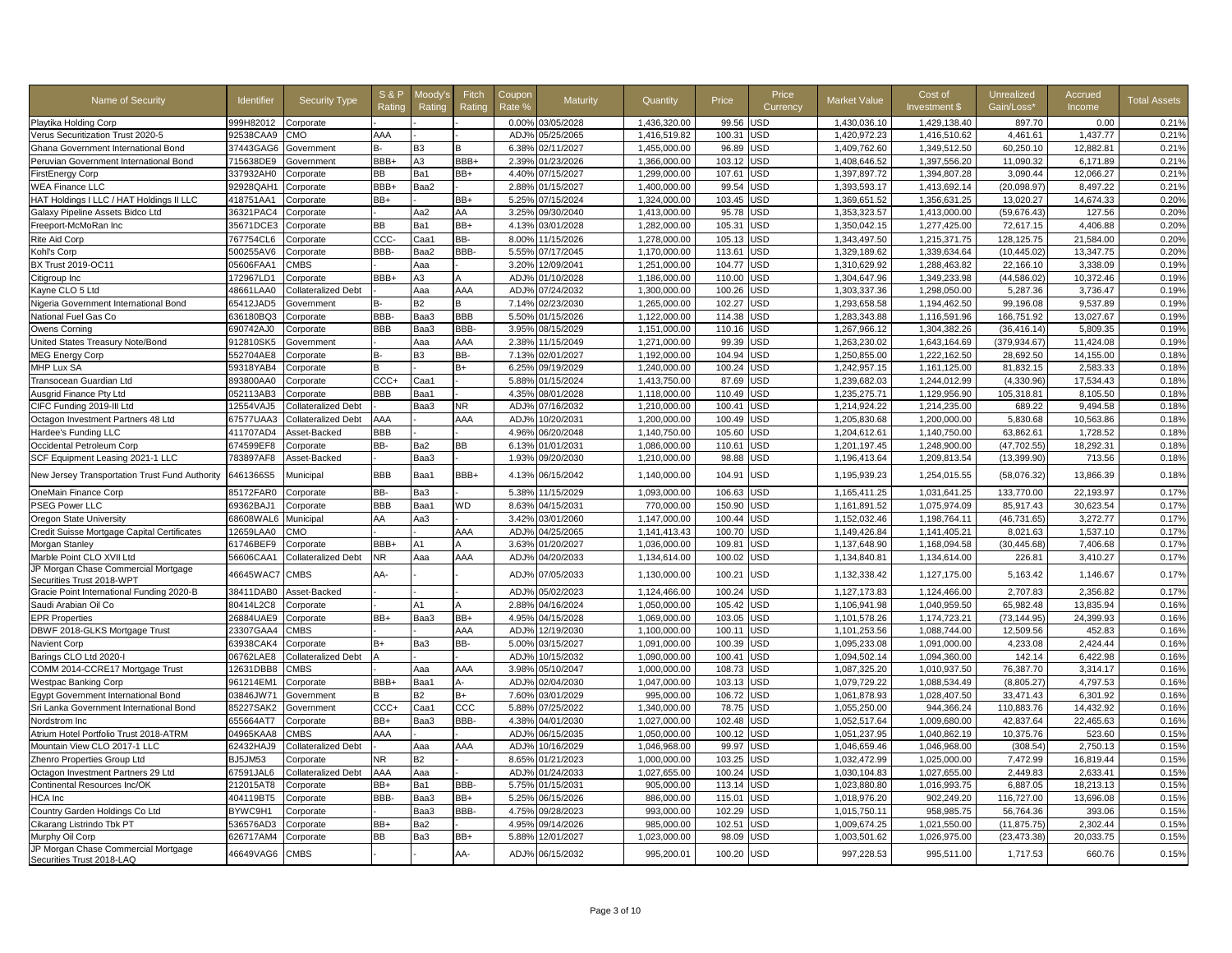| Name of Security | Identifier | Security Type | S & P Rating | Moody's Rating | Fitch Rating | Coupon Rate % | Maturity | Quantity | Price | Price Currency | Market Value | Cost of Investment $ | Unrealized Gain/Loss* | Accrued Income | Total Assets |
|---|---|---|---|---|---|---|---|---|---|---|---|---|---|---|---|
| Playtika Holding Corp | 999H82012 | Corporate | - | - | - | 0.00% | 03/05/2028 | 1,436,320.00 | 99.56 | USD | 1,430,036.10 | 1,429,138.40 | 897.70 | 0.00 | 0.21% |
| Verus Securitization Trust 2020-5 | 92538CAA9 | CMO | AAA | - | - | ADJ% | 05/25/2065 | 1,416,519.82 | 100.31 | USD | 1,420,972.23 | 1,416,510.62 | 4,461.61 | 1,437.77 | 0.21% |
| Ghana Government International Bond | 37443GAG6 | Government | B- | B3 | B | 6.38% | 02/11/2027 | 1,455,000.00 | 96.89 | USD | 1,409,762.60 | 1,349,512.50 | 60,250.10 | 12,882.81 | 0.21% |
| Peruvian Government International Bond | 715638DE9 | Government | BBB+ | A3 | BBB+ | 2.39% | 01/23/2026 | 1,366,000.00 | 103.12 | USD | 1,408,646.52 | 1,397,556.20 | 11,090.32 | 6,171.89 | 0.21% |
| FirstEnergy Corp | 337932AH0 | Corporate | BB | Ba1 | BB+ | 4.40% | 07/15/2027 | 1,299,000.00 | 107.61 | USD | 1,397,897.72 | 1,394,807.28 | 3,090.44 | 12,066.27 | 0.21% |
| WEA Finance LLC | 92928QAH1 | Corporate | BBB+ | Baa2 | - | 2.88% | 01/15/2027 | 1,400,000.00 | 99.54 | USD | 1,393,593.17 | 1,413,692.14 | (20,098.97) | 8,497.22 | 0.21% |
| HAT Holdings I LLC / HAT Holdings II LLC | 418751AA1 | Corporate | BB+ | - | BB+ | 5.25% | 07/15/2024 | 1,324,000.00 | 103.45 | USD | 1,369,651.52 | 1,356,631.25 | 13,020.27 | 14,674.33 | 0.20% |
| Galaxy Pipeline Assets Bidco Ltd | 36321PAC4 | Corporate | - | Aa2 | AA | 3.25% | 09/30/2040 | 1,413,000.00 | 95.78 | USD | 1,353,323.57 | 1,413,000.00 | (59,676.43) | 127.56 | 0.20% |
| Freeport-McMoRan Inc | 35671DCE3 | Corporate | BB | Ba1 | BB+ | 4.13% | 03/01/2028 | 1,282,000.00 | 105.31 | USD | 1,350,042.15 | 1,277,425.00 | 72,617.15 | 4,406.88 | 0.20% |
| Rite Aid Corp | 767754CL6 | Corporate | CCC- | Caa1 | BB- | 8.00% | 11/15/2026 | 1,278,000.00 | 105.13 | USD | 1,343,497.50 | 1,215,371.75 | 128,125.75 | 21,584.00 | 0.20% |
| Kohl's Corp | 500255AV6 | Corporate | BBB- | Baa2 | BBB- | 5.55% | 07/17/2045 | 1,170,000.00 | 113.61 | USD | 1,329,189.62 | 1,339,634.64 | (10,445.02) | 13,347.75 | 0.20% |
| BX Trust 2019-OC11 | 05606FAA1 | CMBS | - | Aaa | - | 3.20% | 12/09/2041 | 1,251,000.00 | 104.77 | USD | 1,310,629.92 | 1,288,463.82 | 22,166.10 | 3,338.09 | 0.19% |
| Citigroup Inc | 172967LD1 | Corporate | BBB+ | A3 | A | ADJ% | 01/10/2028 | 1,186,000.00 | 110.00 | USD | 1,304,647.96 | 1,349,233.98 | (44,586.02) | 10,372.46 | 0.19% |
| Kayne CLO 5 Ltd | 48661LAA0 | Collateralized Debt | - | Aaa | AAA | ADJ% | 07/24/2032 | 1,300,000.00 | 100.26 | USD | 1,303,337.36 | 1,298,050.00 | 5,287.36 | 3,736.47 | 0.19% |
| Nigeria Government International Bond | 65412JAD5 | Government | B- | B2 | B | 7.14% | 02/23/2030 | 1,265,000.00 | 102.27 | USD | 1,293,658.58 | 1,194,462.50 | 99,196.08 | 9,537.89 | 0.19% |
| National Fuel Gas Co | 636180BQ3 | Corporate | BBB- | Baa3 | BBB | 5.50% | 01/15/2026 | 1,122,000.00 | 114.38 | USD | 1,283,343.88 | 1,116,591.96 | 166,751.92 | 13,027.67 | 0.19% |
| Owens Corning | 690742AJ0 | Corporate | BBB | Baa3 | BBB- | 3.95% | 08/15/2029 | 1,151,000.00 | 110.16 | USD | 1,267,966.12 | 1,304,382.26 | (36,416.14) | 5,809.35 | 0.19% |
| United States Treasury Note/Bond | 912810SK5 | Government | - | Aaa | AAA | 2.38% | 11/15/2049 | 1,271,000.00 | 99.39 | USD | 1,263,230.02 | 1,643,164.69 | (379,934.67) | 11,424.08 | 0.19% |
| MEG Energy Corp | 552704AE8 | Corporate | B- | B3 | BB- | 7.13% | 02/01/2027 | 1,192,000.00 | 104.94 | USD | 1,250,855.00 | 1,222,162.50 | 28,692.50 | 14,155.00 | 0.18% |
| MHP Lux SA | 59318YAB4 | Corporate | B | - | B+ | 6.25% | 09/19/2029 | 1,240,000.00 | 100.24 | USD | 1,242,957.15 | 1,161,125.00 | 81,832.15 | 2,583.33 | 0.18% |
| Transocean Guardian Ltd | 893800AA0 | Corporate | CCC+ | Caa1 | - | 5.88% | 01/15/2024 | 1,413,750.00 | 87.69 | USD | 1,239,682.03 | 1,244,012.99 | (4,330.96) | 17,534.43 | 0.18% |
| Ausgrid Finance Pty Ltd | 052113AB3 | Corporate | BBB | Baa1 | - | 4.35% | 08/01/2028 | 1,118,000.00 | 110.49 | USD | 1,235,275.71 | 1,129,956.90 | 105,318.81 | 8,105.50 | 0.18% |
| CIFC Funding 2019-III Ltd | 12554VAJ5 | Collateralized Debt | - | Baa3 | NR | ADJ% | 07/16/2032 | 1,210,000.00 | 100.41 | USD | 1,214,924.22 | 1,214,235.00 | 689.22 | 9,494.58 | 0.18% |
| Octagon Investment Partners 48 Ltd | 67577UAA3 | Collateralized Debt | AAA | - | AAA | ADJ% | 10/20/2031 | 1,200,000.00 | 100.49 | USD | 1,205,830.68 | 1,200,000.00 | 5,830.68 | 10,563.86 | 0.18% |
| Hardee's Funding LLC | 411707AD4 | Asset-Backed | BBB | - | - | 4.96% | 06/20/2048 | 1,140,750.00 | 105.60 | USD | 1,204,612.61 | 1,140,750.00 | 63,862.61 | 1,728.52 | 0.18% |
| Occidental Petroleum Corp | 674599EF8 | Corporate | BB- | Ba2 | BB | 6.13% | 01/01/2031 | 1,086,000.00 | 110.61 | USD | 1,201,197.45 | 1,248,900.00 | (47,702.55) | 18,292.31 | 0.18% |
| SCF Equipment Leasing 2021-1 LLC | 783897AF8 | Asset-Backed | - | Baa3 | - | 1.93% | 09/20/2030 | 1,210,000.00 | 98.88 | USD | 1,196,413.64 | 1,209,813.54 | (13,399.90) | 713.56 | 0.18% |
| New Jersey Transportation Trust Fund Authority | 6461366S5 | Municipal | BBB | Baa1 | BBB+ | 4.13% | 06/15/2042 | 1,140,000.00 | 104.91 | USD | 1,195,939.23 | 1,254,015.55 | (58,076.32) | 13,866.39 | 0.18% |
| OneMain Finance Corp | 85172FAR0 | Corporate | BB- | Ba3 | - | 5.38% | 11/15/2029 | 1,093,000.00 | 106.63 | USD | 1,165,411.25 | 1,031,641.25 | 133,770.00 | 22,193.97 | 0.17% |
| PSEG Power LLC | 69362BAJ1 | Corporate | BBB | Baa1 | WD | 8.63% | 04/15/2031 | 770,000.00 | 150.90 | USD | 1,161,891.52 | 1,075,974.09 | 85,917.43 | 30,623.54 | 0.17% |
| Oregon State University | 68608WAL6 | Municipal | AA | Aa3 | - | 3.42% | 03/01/2060 | 1,147,000.00 | 100.44 | USD | 1,152,032.46 | 1,198,764.11 | (46,731.65) | 3,272.77 | 0.17% |
| Credit Suisse Mortgage Capital Certificates | 12659LAA0 | CMO | - | - | AAA | ADJ% | 04/25/2065 | 1,141,413.43 | 100.70 | USD | 1,149,426.84 | 1,141,405.21 | 8,021.63 | 1,537.10 | 0.17% |
| Morgan Stanley | 61746BEF9 | Corporate | BBB+ | A1 | A | 3.63% | 01/20/2027 | 1,036,000.00 | 109.81 | USD | 1,137,648.90 | 1,168,094.58 | (30,445.68) | 7,406.68 | 0.17% |
| Marble Point CLO XVII Ltd | 56606CAA1 | Collateralized Debt | NR | Aaa | AAA | ADJ% | 04/20/2033 | 1,134,614.00 | 100.02 | USD | 1,134,840.81 | 1,134,614.00 | 226.81 | 3,410.27 | 0.17% |
| JP Morgan Chase Commercial Mortgage Securities Trust 2018-WPT | 46645WAC7 | CMBS | AA- | - | - | ADJ% | 07/05/2033 | 1,130,000.00 | 100.21 | USD | 1,132,338.42 | 1,127,175.00 | 5,163.42 | 1,146.67 | 0.17% |
| Gracie Point International Funding 2020-B | 38411DAB0 | Asset-Backed | - | - | - | ADJ% | 05/02/2023 | 1,124,466.00 | 100.24 | USD | 1,127,173.83 | 1,124,466.00 | 2,707.83 | 2,356.82 | 0.17% |
| Saudi Arabian Oil Co | 80414L2C8 | Corporate | - | A1 | A | 2.88% | 04/16/2024 | 1,050,000.00 | 105.42 | USD | 1,106,941.98 | 1,040,959.50 | 65,982.48 | 13,835.94 | 0.16% |
| EPR Properties | 26884UAE9 | Corporate | BB+ | Baa3 | BB+ | 4.95% | 04/15/2028 | 1,069,000.00 | 103.05 | USD | 1,101,578.26 | 1,174,723.21 | (73,144.95) | 24,399.93 | 0.16% |
| DBWF 2018-GLKS Mortgage Trust | 23307GAA4 | CMBS | - | - | AAA | ADJ% | 12/19/2030 | 1,100,000.00 | 100.11 | USD | 1,101,253.56 | 1,088,744.00 | 12,509.56 | 452.83 | 0.16% |
| Navient Corp | 63938CAK4 | Corporate | B+ | Ba3 | BB- | 5.00% | 03/15/2027 | 1,091,000.00 | 100.39 | USD | 1,095,233.08 | 1,091,000.00 | 4,233.08 | 2,424.44 | 0.16% |
| Barings CLO Ltd 2020-I | 06762LAE8 | Collateralized Debt | A | - | - | ADJ% | 10/15/2032 | 1,090,000.00 | 100.41 | USD | 1,094,502.14 | 1,094,360.00 | 142.14 | 6,422.98 | 0.16% |
| COMM 2014-CCRE17 Mortgage Trust | 12631DBB8 | CMBS | - | Aaa | AAA | 3.98% | 05/10/2047 | 1,000,000.00 | 108.73 | USD | 1,087,325.20 | 1,010,937.50 | 76,387.70 | 3,314.17 | 0.16% |
| Westpac Banking Corp | 961214EM1 | Corporate | BBB+ | Baa1 | A- | ADJ% | 02/04/2030 | 1,047,000.00 | 103.13 | USD | 1,079,729.22 | 1,088,534.49 | (8,805.27) | 4,797.53 | 0.16% |
| Egypt Government International Bond | 03846JW71 | Government | B | B2 | B+ | 7.60% | 03/01/2029 | 995,000.00 | 106.72 | USD | 1,061,878.93 | 1,028,407.50 | 33,471.43 | 6,301.92 | 0.16% |
| Sri Lanka Government International Bond | 85227SAK2 | Government | CCC+ | Caa1 | CCC | 5.88% | 07/25/2022 | 1,340,000.00 | 78.75 | USD | 1,055,250.00 | 944,366.24 | 110,883.76 | 14,432.92 | 0.16% |
| Nordstrom Inc | 655664AT7 | Corporate | BB+ | Baa3 | BBB- | 4.38% | 04/01/2030 | 1,027,000.00 | 102.48 | USD | 1,052,517.64 | 1,009,680.00 | 42,837.64 | 22,465.63 | 0.16% |
| Atrium Hotel Portfolio Trust 2018-ATRM | 04965KAA8 | CMBS | AAA | - | - | ADJ% | 06/15/2035 | 1,050,000.00 | 100.12 | USD | 1,051,237.95 | 1,040,862.19 | 10,375.76 | 523.60 | 0.15% |
| Mountain View CLO 2017-1 LLC | 62432HAJ9 | Collateralized Debt | - | Aaa | AAA | ADJ% | 10/16/2029 | 1,046,968.00 | 99.97 | USD | 1,046,659.46 | 1,046,968.00 | (308.54) | 2,750.13 | 0.15% |
| Zhenro Properties Group Ltd | BJ5JM53 | Corporate | NR | B2 | - | 8.65% | 01/21/2023 | 1,000,000.00 | 103.25 | USD | 1,032,472.99 | 1,025,000.00 | 7,472.99 | 16,819.44 | 0.15% |
| Octagon Investment Partners 29 Ltd | 67591JAL6 | Collateralized Debt | AAA | Aaa | - | ADJ% | 01/24/2033 | 1,027,655.00 | 100.24 | USD | 1,030,104.83 | 1,027,655.00 | 2,449.83 | 2,633.41 | 0.15% |
| Continental Resources Inc/OK | 212015AT8 | Corporate | BB+ | Ba1 | BBB- | 5.75% | 01/15/2031 | 905,000.00 | 113.14 | USD | 1,023,880.80 | 1,016,993.75 | 6,887.05 | 18,213.13 | 0.15% |
| HCA Inc | 404119BT5 | Corporate | BBB- | Baa3 | BB+ | 5.25% | 06/15/2026 | 886,000.00 | 115.01 | USD | 1,018,976.20 | 902,249.20 | 116,727.00 | 13,696.08 | 0.15% |
| Country Garden Holdings Co Ltd | BYWC9H1 | Corporate | - | Baa3 | BBB- | 4.75% | 09/28/2023 | 993,000.00 | 102.29 | USD | 1,015,750.11 | 958,985.75 | 56,764.36 | 393.06 | 0.15% |
| Cikarang Listrindo Tbk PT | 536576AD3 | Corporate | BB+ | Ba2 | - | 4.95% | 09/14/2026 | 985,000.00 | 102.51 | USD | 1,009,674.25 | 1,021,550.00 | (11,875.75) | 2,302.44 | 0.15% |
| Murphy Oil Corp | 626717AM4 | Corporate | BB | Ba3 | BB+ | 5.88% | 12/01/2027 | 1,023,000.00 | 98.09 | USD | 1,003,501.62 | 1,026,975.00 | (23,473.38) | 20,033.75 | 0.15% |
| JP Morgan Chase Commercial Mortgage Securities Trust 2018-LAQ | 46649VAG6 | CMBS | - | - | AA- | ADJ% | 06/15/2032 | 995,200.01 | 100.20 | USD | 997,228.53 | 995,511.00 | 1,717.53 | 660.76 | 0.15% |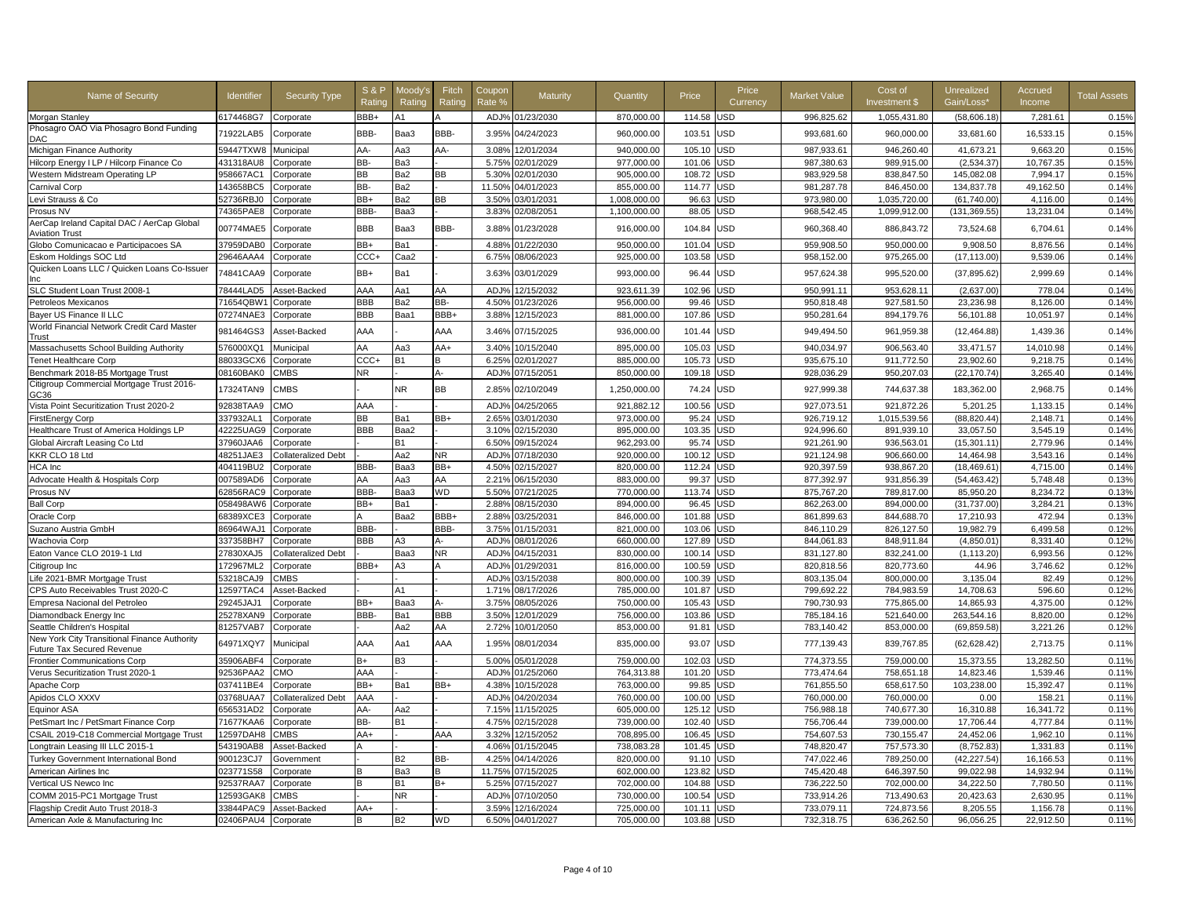| Name of Security | Identifier | Security Type | S & P Rating | Moody's Rating | Fitch Rating | Coupon Rate % | Maturity | Quantity | Price | Price Currency | Market Value | Cost of Investment $ | Unrealized Gain/Loss* | Accrued Income | Total Assets |
|---|---|---|---|---|---|---|---|---|---|---|---|---|---|---|---|
| Morgan Stanley | 6174468G7 | Corporate | BBB+ | A1 | A | ADJ% | 01/23/2030 | 870,000.00 | 114.58 | USD | 996,825.62 | 1,055,431.80 | (58,606.18) | 7,281.61 | 0.15% |
| Phosagro OAO Via Phosagro Bond Funding DAC | 71922LAB5 | Corporate | BBB- | Baa3 | BBB- | 3.95% | 04/24/2023 | 960,000.00 | 103.51 | USD | 993,681.60 | 960,000.00 | 33,681.60 | 16,533.15 | 0.15% |
| Michigan Finance Authority | 59447TXW8 | Municipal | AA- | Aa3 | AA- | 3.08% | 12/01/2034 | 940,000.00 | 105.10 | USD | 987,933.61 | 946,260.40 | 41,673.21 | 9,663.20 | 0.15% |
| Hilcorp Energy I LP / Hilcorp Finance Co | 431318AU8 | Corporate | BB- | Ba3 | - | 5.75% | 02/01/2029 | 977,000.00 | 101.06 | USD | 987,380.63 | 989,915.00 | (2,534.37) | 10,767.35 | 0.15% |
| Western Midstream Operating LP | 958667AC1 | Corporate | BB | Ba2 | BB | 5.30% | 02/01/2030 | 905,000.00 | 108.72 | USD | 983,929.58 | 838,847.50 | 145,082.08 | 7,994.17 | 0.15% |
| Carnival Corp | 143658BC5 | Corporate | BB- | Ba2 | - | 11.50% | 04/01/2023 | 855,000.00 | 114.77 | USD | 981,287.78 | 846,450.00 | 134,837.78 | 49,162.50 | 0.14% |
| Levi Strauss & Co | 52736RBJ0 | Corporate | BB+ | Ba2 | BB | 3.50% | 03/01/2031 | 1,008,000.00 | 96.63 | USD | 973,980.00 | 1,035,720.00 | (61,740.00) | 4,116.00 | 0.14% |
| Prosus NV | 74365PAE8 | Corporate | BBB- | Baa3 | - | 3.83% | 02/08/2051 | 1,100,000.00 | 88.05 | USD | 968,542.45 | 1,099,912.00 | (131,369.55) | 13,231.04 | 0.14% |
| AerCap Ireland Capital DAC / AerCap Global Aviation Trust | 00774MAE5 | Corporate | BBB | Baa3 | BBB- | 3.88% | 01/23/2028 | 916,000.00 | 104.84 | USD | 960,368.40 | 886,843.72 | 73,524.68 | 6,704.61 | 0.14% |
| Globo Comunicacao e Participacoes SA | 37959DAB0 | Corporate | BB+ | Ba1 | - | 4.88% | 01/22/2030 | 950,000.00 | 101.04 | USD | 959,908.50 | 950,000.00 | 9,908.50 | 8,876.56 | 0.14% |
| Eskom Holdings SOC Ltd | 29646AAA4 | Corporate | CCC+ | Caa2 | - | 6.75% | 08/06/2023 | 925,000.00 | 103.58 | USD | 958,152.00 | 975,265.00 | (17,113.00) | 9,539.06 | 0.14% |
| Quicken Loans LLC / Quicken Loans Co-Issuer Inc | 74841CAA9 | Corporate | BB+ | Ba1 | - | 3.63% | 03/01/2029 | 993,000.00 | 96.44 | USD | 957,624.38 | 995,520.00 | (37,895.62) | 2,999.69 | 0.14% |
| SLC Student Loan Trust 2008-1 | 78444LAD5 | Asset-Backed | AAA | Aa1 | AA | ADJ% | 12/15/2032 | 923,611.39 | 102.96 | USD | 950,991.11 | 953,628.11 | (2,637.00) | 778.04 | 0.14% |
| Petroleos Mexicanos | 71654QBW1 | Corporate | BBB | Ba2 | BB- | 4.50% | 01/23/2026 | 956,000.00 | 99.46 | USD | 950,818.48 | 927,581.50 | 23,236.98 | 8,126.00 | 0.14% |
| Bayer US Finance II LLC | 07274NAE3 | Corporate | BBB | Baa1 | BBB+ | 3.88% | 12/15/2023 | 881,000.00 | 107.86 | USD | 950,281.64 | 894,179.76 | 56,101.88 | 10,051.97 | 0.14% |
| World Financial Network Credit Card Master Trust | 981464GS3 | Asset-Backed | AAA | - | AAA | 3.46% | 07/15/2025 | 936,000.00 | 101.44 | USD | 949,494.50 | 961,959.38 | (12,464.88) | 1,439.36 | 0.14% |
| Massachusetts School Building Authority | 576000XQ1 | Municipal | AA | Aa3 | AA+ | 3.40% | 10/15/2040 | 895,000.00 | 105.03 | USD | 940,034.97 | 906,563.40 | 33,471.57 | 14,010.98 | 0.14% |
| Tenet Healthcare Corp | 88033GCX6 | Corporate | CCC+ | B1 | B | 6.25% | 02/01/2027 | 885,000.00 | 105.73 | USD | 935,675.10 | 911,772.50 | 23,902.60 | 9,218.75 | 0.14% |
| Benchmark 2018-B5 Mortgage Trust | 08160BAK0 | CMBS | NR | - | A- | ADJ% | 07/15/2051 | 850,000.00 | 109.18 | USD | 928,036.29 | 950,207.03 | (22,170.74) | 3,265.40 | 0.14% |
| Citigroup Commercial Mortgage Trust 2016-GC36 | 17324TAN9 | CMBS | - | NR | BB | 2.85% | 02/10/2049 | 1,250,000.00 | 74.24 | USD | 927,999.38 | 744,637.38 | 183,362.00 | 2,968.75 | 0.14% |
| Vista Point Securitization Trust 2020-2 | 92838TAA9 | CMO | AAA | - | - | ADJ% | 04/25/2065 | 921,882.12 | 100.56 | USD | 927,073.51 | 921,872.26 | 5,201.25 | 1,133.15 | 0.14% |
| FirstEnergy Corp | 337932AL1 | Corporate | BB | Ba1 | BB+ | 2.65% | 03/01/2030 | 973,000.00 | 95.24 | USD | 926,719.12 | 1,015,539.56 | (88,820.44) | 2,148.71 | 0.14% |
| Healthcare Trust of America Holdings LP | 42225UAG9 | Corporate | BBB | Baa2 | - | 3.10% | 02/15/2030 | 895,000.00 | 103.35 | USD | 924,996.60 | 891,939.10 | 33,057.50 | 3,545.19 | 0.14% |
| Global Aircraft Leasing Co Ltd | 37960JAA6 | Corporate | - | B1 | - | 6.50% | 09/15/2024 | 962,293.00 | 95.74 | USD | 921,261.90 | 936,563.01 | (15,301.11) | 2,779.96 | 0.14% |
| KKR CLO 18 Ltd | 48251JAE3 | Collateralized Debt | - | Aa2 | NR | ADJ% | 07/18/2030 | 920,000.00 | 100.12 | USD | 921,124.98 | 906,660.00 | 14,464.98 | 3,543.16 | 0.14% |
| HCA Inc | 404119BU2 | Corporate | BBB- | Baa3 | BB+ | 4.50% | 02/15/2027 | 820,000.00 | 112.24 | USD | 920,397.59 | 938,867.20 | (18,469.61) | 4,715.00 | 0.14% |
| Advocate Health & Hospitals Corp | 007589AD6 | Corporate | AA | Aa3 | AA | 2.21% | 06/15/2030 | 883,000.00 | 99.37 | USD | 877,392.97 | 931,856.39 | (54,463.42) | 5,748.48 | 0.13% |
| Prosus NV | 62856RAC9 | Corporate | BBB- | Baa3 | WD | 5.50% | 07/21/2025 | 770,000.00 | 113.74 | USD | 875,767.20 | 789,817.00 | 85,950.20 | 8,234.72 | 0.13% |
| Ball Corp | 058498AW6 | Corporate | BB+ | Ba1 | - | 2.88% | 08/15/2030 | 894,000.00 | 96.45 | USD | 862,263.00 | 894,000.00 | (31,737.00) | 3,284.21 | 0.13% |
| Oracle Corp | 68389XCE3 | Corporate | A | Baa2 | BBB+ | 2.88% | 03/25/2031 | 846,000.00 | 101.88 | USD | 861,899.63 | 844,688.70 | 17,210.93 | 472.94 | 0.13% |
| Suzano Austria GmbH | 86964WAJ1 | Corporate | BBB- | - | BBB- | 3.75% | 01/15/2031 | 821,000.00 | 103.06 | USD | 846,110.29 | 826,127.50 | 19,982.79 | 6,499.58 | 0.12% |
| Wachovia Corp | 337358BH7 | Corporate | BBB | A3 | A- | ADJ% | 08/01/2026 | 660,000.00 | 127.89 | USD | 844,061.83 | 848,911.84 | (4,850.01) | 8,331.40 | 0.12% |
| Eaton Vance CLO 2019-1 Ltd | 27830XAJ5 | Collateralized Debt | - | Baa3 | NR | ADJ% | 04/15/2031 | 830,000.00 | 100.14 | USD | 831,127.80 | 832,241.00 | (1,113.20) | 6,993.56 | 0.12% |
| Citigroup Inc | 172967ML2 | Corporate | BBB+ | A3 | A | ADJ% | 01/29/2031 | 816,000.00 | 100.59 | USD | 820,818.56 | 820,773.60 | 44.96 | 3,746.62 | 0.12% |
| Life 2021-BMR Mortgage Trust | 53218CAJ9 | CMBS | - | - | - | ADJ% | 03/15/2038 | 800,000.00 | 100.39 | USD | 803,135.04 | 800,000.00 | 3,135.04 | 82.49 | 0.12% |
| CPS Auto Receivables Trust 2020-C | 12597TAC4 | Asset-Backed | - | A1 | - | 1.71% | 08/17/2026 | 785,000.00 | 101.87 | USD | 799,692.22 | 784,983.59 | 14,708.63 | 596.60 | 0.12% |
| Empresa Nacional del Petroleo | 29245JAJ1 | Corporate | BB+ | Baa3 | A- | 3.75% | 08/05/2026 | 750,000.00 | 105.43 | USD | 790,730.93 | 775,865.00 | 14,865.93 | 4,375.00 | 0.12% |
| Diamondback Energy Inc | 25278XAN9 | Corporate | BBB- | Ba1 | BBB | 3.50% | 12/01/2029 | 756,000.00 | 103.86 | USD | 785,184.16 | 521,640.00 | 263,544.16 | 8,820.00 | 0.12% |
| Seattle Children's Hospital | 81257VAB7 | Corporate | - | Aa2 | AA | 2.72% | 10/01/2050 | 853,000.00 | 91.81 | USD | 783,140.42 | 853,000.00 | (69,859.58) | 3,221.26 | 0.12% |
| New York City Transitional Finance Authority Future Tax Secured Revenue | 64971XQY7 | Municipal | AAA | Aa1 | AAA | 1.95% | 08/01/2034 | 835,000.00 | 93.07 | USD | 777,139.43 | 839,767.85 | (62,628.42) | 2,713.75 | 0.11% |
| Frontier Communications Corp | 35906ABF4 | Corporate | B+ | B3 | - | 5.00% | 05/01/2028 | 759,000.00 | 102.03 | USD | 774,373.55 | 759,000.00 | 15,373.55 | 13,282.50 | 0.11% |
| Verus Securitization Trust 2020-1 | 92535PAA2 | CMO | AAA | - | - | ADJ% | 01/25/2060 | 764,313.88 | 101.20 | USD | 773,474.64 | 758,651.18 | 14,823.46 | 1,539.46 | 0.11% |
| Apache Corp | 037411BE4 | Corporate | BB+ | Ba1 | BB+ | 4.38% | 10/15/2028 | 763,000.00 | 99.85 | USD | 761,855.50 | 658,617.50 | 103,238.00 | 15,392.47 | 0.11% |
| Apidos CLO XXXV | 03768UAA7 | Collateralized Debt | AAA | - | - | ADJ% | 04/20/2034 | 760,000.00 | 100.00 | USD | 760,000.00 | 760,000.00 | 0.00 | 158.21 | 0.11% |
| Equinor ASA | 656531AD2 | Corporate | AA- | Aa2 | - | 7.15% | 11/15/2025 | 605,000.00 | 125.12 | USD | 756,988.18 | 740,677.30 | 16,310.88 | 16,341.72 | 0.11% |
| PetSmart Inc / PetSmart Finance Corp | 71677KAA6 | Corporate | BB- | B1 | - | 4.75% | 02/15/2028 | 739,000.00 | 102.40 | USD | 756,706.44 | 739,000.00 | 17,706.44 | 4,777.84 | 0.11% |
| CSAIL 2019-C18 Commercial Mortgage Trust | 12597DAH8 | CMBS | AA+ | - | AAA | 3.32% | 12/15/2052 | 708,895.00 | 106.45 | USD | 754,607.53 | 730,155.47 | 24,452.06 | 1,962.10 | 0.11% |
| Longtrain Leasing III LLC 2015-1 | 543190AB8 | Asset-Backed | A | - | - | 4.06% | 01/15/2045 | 738,083.28 | 101.45 | USD | 748,820.47 | 757,573.30 | (8,752.83) | 1,331.83 | 0.11% |
| Turkey Government International Bond | 900123CJ7 | Government | - | B2 | BB- | 4.25% | 04/14/2026 | 820,000.00 | 91.10 | USD | 747,022.46 | 789,250.00 | (42,227.54) | 16,166.53 | 0.11% |
| American Airlines Inc | 023771S58 | Corporate | B | Ba3 | B | 11.75% | 07/15/2025 | 602,000.00 | 123.82 | USD | 745,420.48 | 646,397.50 | 99,022.98 | 14,932.94 | 0.11% |
| Vertical US Newco Inc | 92537RAA7 | Corporate | B | B1 | B+ | 5.25% | 07/15/2027 | 702,000.00 | 104.88 | USD | 736,222.50 | 702,000.00 | 34,222.50 | 7,780.50 | 0.11% |
| COMM 2015-PC1 Mortgage Trust | 12593GAK8 | CMBS | - | NR | - | ADJ% | 07/10/2050 | 730,000.00 | 100.54 | USD | 733,914.26 | 713,490.63 | 20,423.63 | 2,630.95 | 0.11% |
| Flagship Credit Auto Trust 2018-3 | 33844PAC9 | Asset-Backed | AA+ | - | - | 3.59% | 12/16/2024 | 725,000.00 | 101.11 | USD | 733,079.11 | 724,873.56 | 8,205.55 | 1,156.78 | 0.11% |
| American Axle & Manufacturing Inc | 02406PAU4 | Corporate | B | B2 | WD | 6.50% | 04/01/2027 | 705,000.00 | 103.88 | USD | 732,318.75 | 636,262.50 | 96,056.25 | 22,912.50 | 0.11% |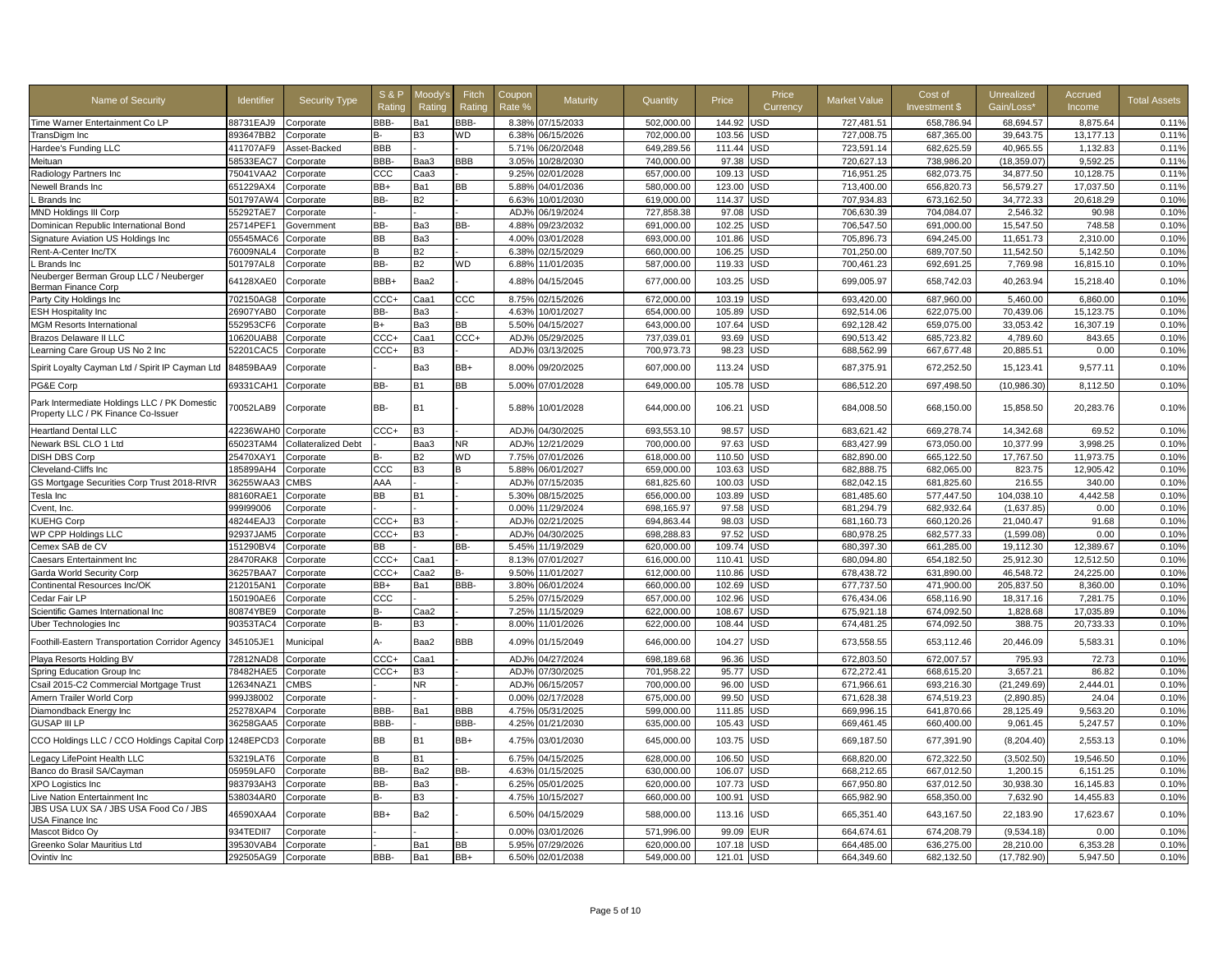| Name of Security | Identifier | Security Type | S & P Rating | Moody's Rating | Fitch Rating | Coupon Rate % | Maturity | Quantity | Price | Price Currency | Market Value | Cost of Investment $ | Unrealized Gain/Loss* | Accrued Income | Total Assets |
|---|---|---|---|---|---|---|---|---|---|---|---|---|---|---|---|
| Time Warner Entertainment Co LP | 88731EAJ9 | Corporate | BBB- | Ba1 | BBB- | 8.38% | 07/15/2033 | 502,000.00 | 144.92 | USD | 727,481.51 | 658,786.94 | 68,694.57 | 8,875.64 | 0.11% |
| TransDigm Inc | 893647BB2 | Corporate | B- | B3 | WD | 6.38% | 06/15/2026 | 702,000.00 | 103.56 | USD | 727,008.75 | 687,365.00 | 39,643.75 | 13,177.13 | 0.11% |
| Hardee's Funding LLC | 411707AF9 | Asset-Backed | BBB | | | 5.71% | 06/20/2048 | 649,289.56 | 111.44 | USD | 723,591.14 | 682,625.59 | 40,965.55 | 1,132.83 | 0.11% |
| Meituan | 58533EAC7 | Corporate | BBB- | Baa3 | BBB | 3.05% | 10/28/2030 | 740,000.00 | 97.38 | USD | 720,627.13 | 738,986.20 | (18,359.07) | 9,592.25 | 0.11% |
| Radiology Partners Inc | 75041VAA2 | Corporate | CCC | Caa3 | | 9.25% | 02/01/2028 | 657,000.00 | 109.13 | USD | 716,951.25 | 682,073.75 | 34,877.50 | 10,128.75 | 0.11% |
| Newell Brands Inc | 651229AX4 | Corporate | BB+ | Ba1 | BB | 5.88% | 04/01/2036 | 580,000.00 | 123.00 | USD | 713,400.00 | 656,820.73 | 56,579.27 | 17,037.50 | 0.11% |
| L Brands Inc | 501797AW4 | Corporate | BB- | B2 | | 6.63% | 10/01/2030 | 619,000.00 | 114.37 | USD | 707,934.83 | 673,162.50 | 34,772.33 | 20,618.29 | 0.10% |
| MND Holdings III Corp | 55292TAE7 | Corporate | | | | ADJ% | 06/19/2024 | 727,858.38 | 97.08 | USD | 706,630.39 | 704,084.07 | 2,546.32 | 90.98 | 0.10% |
| Dominican Republic International Bond | 25714PEF1 | Government | BB- | Ba3 | BB- | 4.88% | 09/23/2032 | 691,000.00 | 102.25 | USD | 706,547.50 | 691,000.00 | 15,547.50 | 748.58 | 0.10% |
| Signature Aviation US Holdings Inc | 05545MAC6 | Corporate | BB | Ba3 | | 4.00% | 03/01/2028 | 693,000.00 | 101.86 | USD | 705,896.73 | 694,245.00 | 11,651.73 | 2,310.00 | 0.10% |
| Rent-A-Center Inc/TX | 76009NAL4 | Corporate | B | B2 | | 6.38% | 02/15/2029 | 660,000.00 | 106.25 | USD | 701,250.00 | 689,707.50 | 11,542.50 | 5,142.50 | 0.10% |
| L Brands Inc | 501797AL8 | Corporate | BB- | B2 | WD | 6.88% | 11/01/2035 | 587,000.00 | 119.33 | USD | 700,461.23 | 692,691.25 | 7,769.98 | 16,815.10 | 0.10% |
| Neuberger Berman Group LLC / Neuberger Berman Finance Corp | 64128XAE0 | Corporate | BBB+ | Baa2 | | 4.88% | 04/15/2045 | 677,000.00 | 103.25 | USD | 699,005.97 | 658,742.03 | 40,263.94 | 15,218.40 | 0.10% |
| Party City Holdings Inc | 702150AG8 | Corporate | CCC+ | Caa1 | CCC | 8.75% | 02/15/2026 | 672,000.00 | 103.19 | USD | 693,420.00 | 687,960.00 | 5,460.00 | 6,860.00 | 0.10% |
| ESH Hospitality Inc | 26907YAB0 | Corporate | BB- | Ba3 | | 4.63% | 10/01/2027 | 654,000.00 | 105.89 | USD | 692,514.06 | 622,075.00 | 70,439.06 | 15,123.75 | 0.10% |
| MGM Resorts International | 552953CF6 | Corporate | B+ | Ba3 | BB | 5.50% | 04/15/2027 | 643,000.00 | 107.64 | USD | 692,128.42 | 659,075.00 | 33,053.42 | 16,307.19 | 0.10% |
| Brazos Delaware II LLC | 10620UAB8 | Corporate | CCC+ | Caa1 | CCC+ | ADJ% | 05/29/2025 | 737,039.01 | 93.69 | USD | 690,513.42 | 685,723.82 | 4,789.60 | 843.65 | 0.10% |
| Learning Care Group US No 2 Inc | 52201CAC5 | Corporate | CCC+ | B3 | | ADJ% | 03/13/2025 | 700,973.73 | 98.23 | USD | 688,562.99 | 667,677.48 | 20,885.51 | 0.00 | 0.10% |
| Spirit Loyalty Cayman Ltd / Spirit IP Cayman Ltd | 84859BAA9 | Corporate | | Ba3 | BB+ | 8.00% | 09/20/2025 | 607,000.00 | 113.24 | USD | 687,375.91 | 672,252.50 | 15,123.41 | 9,577.11 | 0.10% |
| PG&E Corp | 69331CAH1 | Corporate | BB- | B1 | BB | 5.00% | 07/01/2028 | 649,000.00 | 105.78 | USD | 686,512.20 | 697,498.50 | (10,986.30) | 8,112.50 | 0.10% |
| Park Intermediate Holdings LLC / PK Domestic Property LLC / PK Finance Co-Issuer | 70052LAB9 | Corporate | BB- | B1 | | 5.88% | 10/01/2028 | 644,000.00 | 106.21 | USD | 684,008.50 | 668,150.00 | 15,858.50 | 20,283.76 | 0.10% |
| Heartland Dental LLC | 42236WAH0 | Corporate | CCC+ | B3 | | ADJ% | 04/30/2025 | 693,553.10 | 98.57 | USD | 683,621.42 | 669,278.74 | 14,342.68 | 69.52 | 0.10% |
| Newark BSL CLO 1 Ltd | 65023TAM4 | Collateralized Debt | | Baa3 | NR | ADJ% | 12/21/2029 | 700,000.00 | 97.63 | USD | 683,427.99 | 673,050.00 | 10,377.99 | 3,998.25 | 0.10% |
| DISH DBS Corp | 25470XAY1 | Corporate | B- | B2 | WD | 7.75% | 07/01/2026 | 618,000.00 | 110.50 | USD | 682,890.00 | 665,122.50 | 17,767.50 | 11,973.75 | 0.10% |
| Cleveland-Cliffs Inc | 185899AH4 | Corporate | CCC | B3 | B | 5.88% | 06/01/2027 | 659,000.00 | 103.63 | USD | 682,888.75 | 682,065.00 | 823.75 | 12,905.42 | 0.10% |
| GS Mortgage Securities Corp Trust 2018-RIVR | 36255WAA3 | CMBS | AAA | | | ADJ% | 07/15/2035 | 681,825.60 | 100.03 | USD | 682,042.15 | 681,825.60 | 216.55 | 340.00 | 0.10% |
| Tesla Inc | 88160RAE1 | Corporate | BB | B1 | | 5.30% | 08/15/2025 | 656,000.00 | 103.89 | USD | 681,485.60 | 577,447.50 | 104,038.10 | 4,442.58 | 0.10% |
| Cvent, Inc. | 999I99006 | Corporate | | | | 0.00% | 11/29/2024 | 698,165.97 | 97.58 | USD | 681,294.79 | 682,932.64 | (1,637.85) | 0.00 | 0.10% |
| KUEHG Corp | 48244EAJ3 | Corporate | CCC+ | B3 | | ADJ% | 02/21/2025 | 694,863.44 | 98.03 | USD | 681,160.73 | 660,120.26 | 21,040.47 | 91.68 | 0.10% |
| WP CPP Holdings LLC | 92937JAM5 | Corporate | CCC+ | B3 | | ADJ% | 04/30/2025 | 698,288.83 | 97.52 | USD | 680,978.25 | 682,577.33 | (1,599.08) | 0.00 | 0.10% |
| Cemex SAB de CV | 151290BV4 | Corporate | BB | | BB- | 5.45% | 11/19/2029 | 620,000.00 | 109.74 | USD | 680,397.30 | 661,285.00 | 19,112.30 | 12,389.67 | 0.10% |
| Caesars Entertainment Inc | 28470RAK8 | Corporate | CCC+ | Caa1 | | 8.13% | 07/01/2027 | 616,000.00 | 110.41 | USD | 680,094.80 | 654,182.50 | 25,912.30 | 12,512.50 | 0.10% |
| Garda World Security Corp | 36257BAA7 | Corporate | CCC+ | Caa2 | B- | 9.50% | 11/01/2027 | 612,000.00 | 110.86 | USD | 678,438.72 | 631,890.00 | 46,548.72 | 24,225.00 | 0.10% |
| Continental Resources Inc/OK | 212015AN1 | Corporate | BB+ | Ba1 | BBB- | 3.80% | 06/01/2024 | 660,000.00 | 102.69 | USD | 677,737.50 | 471,900.00 | 205,837.50 | 8,360.00 | 0.10% |
| Cedar Fair LP | 150190AE6 | Corporate | CCC | | | 5.25% | 07/15/2029 | 657,000.00 | 102.96 | USD | 676,434.06 | 658,116.90 | 18,317.16 | 7,281.75 | 0.10% |
| Scientific Games International Inc | 80874YBE9 | Corporate | B- | Caa2 | | 7.25% | 11/15/2029 | 622,000.00 | 108.67 | USD | 675,921.18 | 674,092.50 | 1,828.68 | 17,035.89 | 0.10% |
| Uber Technologies Inc | 90353TAC4 | Corporate | B- | B3 | | 8.00% | 11/01/2026 | 622,000.00 | 108.44 | USD | 674,481.25 | 674,092.50 | 388.75 | 20,733.33 | 0.10% |
| Foothill-Eastern Transportation Corridor Agency | 345105JE1 | Municipal | A- | Baa2 | BBB | 4.09% | 01/15/2049 | 646,000.00 | 104.27 | USD | 673,558.55 | 653,112.46 | 20,446.09 | 5,583.31 | 0.10% |
| Playa Resorts Holding BV | 72812NAD8 | Corporate | CCC+ | Caa1 | | ADJ% | 04/27/2024 | 698,189.68 | 96.36 | USD | 672,803.50 | 672,007.57 | 795.93 | 72.73 | 0.10% |
| Spring Education Group Inc | 78482HAE5 | Corporate | CCC+ | B3 | | ADJ% | 07/30/2025 | 701,958.22 | 95.77 | USD | 672,272.41 | 668,615.20 | 3,657.21 | 86.82 | 0.10% |
| Csail 2015-C2 Commercial Mortgage Trust | 12634NAZ1 | CMBS | | NR | | ADJ% | 06/15/2057 | 700,000.00 | 96.00 | USD | 671,966.61 | 693,216.30 | (21,249.69) | 2,444.01 | 0.10% |
| Amern Trailer World Corp | 999J38002 | Corporate | | | | 0.00% | 02/17/2028 | 675,000.00 | 99.50 | USD | 671,628.38 | 674,519.23 | (2,890.85) | 24.04 | 0.10% |
| Diamondback Energy Inc | 25278XAP4 | Corporate | BBB- | Ba1 | BBB | 4.75% | 05/31/2025 | 599,000.00 | 111.85 | USD | 669,996.15 | 641,870.66 | 28,125.49 | 9,563.20 | 0.10% |
| GUSAP III LP | 36258GAA5 | Corporate | BBB- | | BBB- | 4.25% | 01/21/2030 | 635,000.00 | 105.43 | USD | 669,461.45 | 660,400.00 | 9,061.45 | 5,247.57 | 0.10% |
| CCO Holdings LLC / CCO Holdings Capital Corp | 1248EPCD3 | Corporate | BB | B1 | BB+ | 4.75% | 03/01/2030 | 645,000.00 | 103.75 | USD | 669,187.50 | 677,391.90 | (8,204.40) | 2,553.13 | 0.10% |
| Legacy LifePoint Health LLC | 53219LAT6 | Corporate | B | B1 | | 6.75% | 04/15/2025 | 628,000.00 | 106.50 | USD | 668,820.00 | 672,322.50 | (3,502.50) | 19,546.50 | 0.10% |
| Banco do Brasil SA/Cayman | 05959LAF0 | Corporate | BB- | Ba2 | BB- | 4.63% | 01/15/2025 | 630,000.00 | 106.07 | USD | 668,212.65 | 667,012.50 | 1,200.15 | 6,151.25 | 0.10% |
| XPO Logistics Inc | 983793AH3 | Corporate | BB- | Ba3 | | 6.25% | 05/01/2025 | 620,000.00 | 107.73 | USD | 667,950.80 | 637,012.50 | 30,938.30 | 16,145.83 | 0.10% |
| Live Nation Entertainment Inc | 538034AR0 | Corporate | B- | B3 | | 4.75% | 10/15/2027 | 660,000.00 | 100.91 | USD | 665,982.90 | 658,350.00 | 7,632.90 | 14,455.83 | 0.10% |
| JBS USA LUX SA / JBS USA Food Co / JBS USA Finance Inc | 46590XAA4 | Corporate | BB+ | Ba2 | | 6.50% | 04/15/2029 | 588,000.00 | 113.16 | USD | 665,351.40 | 643,167.50 | 22,183.90 | 17,623.67 | 0.10% |
| Mascot Bidco Oy | 934TEDII7 | Corporate | | | | 0.00% | 03/01/2026 | 571,996.00 | 99.09 | EUR | 664,674.61 | 674,208.79 | (9,534.18) | 0.00 | 0.10% |
| Greenko Solar Mauritius Ltd | 39530VAB4 | Corporate | | Ba1 | BB | 5.95% | 07/29/2026 | 620,000.00 | 107.18 | USD | 664,485.00 | 636,275.00 | 28,210.00 | 6,353.28 | 0.10% |
| Ovintiv Inc | 292505AG9 | Corporate | BBB- | Ba1 | BB+ | 6.50% | 02/01/2038 | 549,000.00 | 121.01 | USD | 664,349.60 | 682,132.50 | (17,782.90) | 5,947.50 | 0.10% |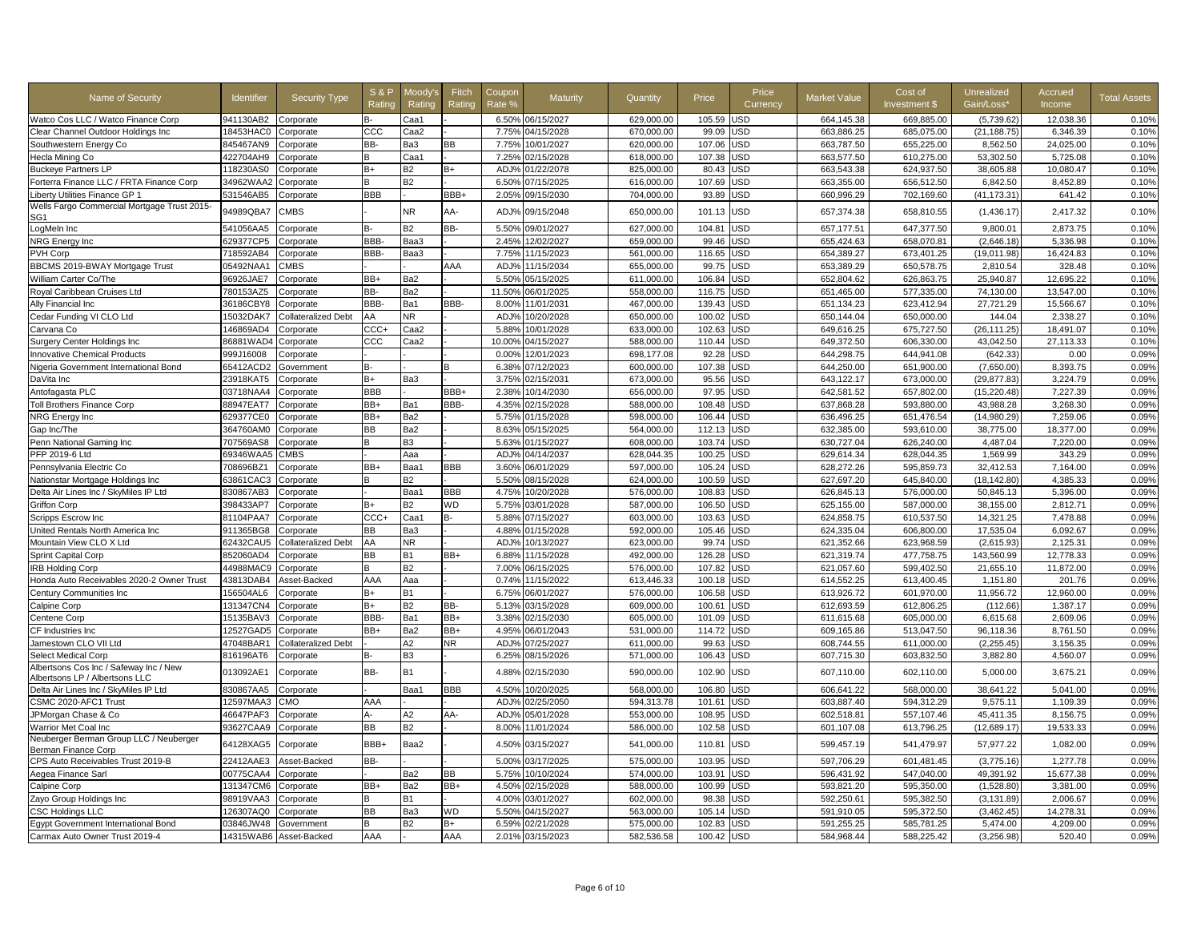| Name of Security | Identifier | Security Type | S & P Rating | Moody's Rating | Fitch Rating | Coupon Rate % | Maturity | Quantity | Price | Price Currency | Market Value | Cost of Investment $ | Unrealized Gain/Loss* | Accrued Income | Total Assets |
|---|---|---|---|---|---|---|---|---|---|---|---|---|---|---|---|
| Watco Cos LLC / Watco Finance Corp | 941130AB2 | Corporate | B- | Caa1 | - | 6.50% | 06/15/2027 | 629,000.00 | 105.59 | USD | 664,145.38 | 669,885.00 | (5,739.62) | 12,038.36 | 0.10% |
| Clear Channel Outdoor Holdings Inc | 18453HAC0 | Corporate | CCC | Caa2 | - | 7.75% | 04/15/2028 | 670,000.00 | 99.09 | USD | 663,886.25 | 685,075.00 | (21,188.75) | 6,346.39 | 0.10% |
| Southwestern Energy Co | 845467AN9 | Corporate | BB- | Ba3 | BB | 7.75% | 10/01/2027 | 620,000.00 | 107.06 | USD | 663,787.50 | 655,225.00 | 8,562.50 | 24,025.00 | 0.10% |
| Hecla Mining Co | 422704AH9 | Corporate | B | Caa1 | - | 7.25% | 02/15/2028 | 618,000.00 | 107.38 | USD | 663,577.50 | 610,275.00 | 53,302.50 | 5,725.08 | 0.10% |
| Buckeye Partners LP | 118230AS0 | Corporate | B+ | B2 | B+ | ADJ% | 01/22/2078 | 825,000.00 | 80.43 | USD | 663,543.38 | 624,937.50 | 38,605.88 | 10,080.47 | 0.10% |
| Forterra Finance LLC / FRTA Finance Corp | 34962WAA2 | Corporate | B | B2 | - | 6.50% | 07/15/2025 | 616,000.00 | 107.69 | USD | 663,355.00 | 656,512.50 | 6,842.50 | 8,452.89 | 0.10% |
| Liberty Utilities Finance GP 1 | 531546AB5 | Corporate | BBB | - | BBB+ | 2.05% | 09/15/2030 | 704,000.00 | 93.89 | USD | 660,996.29 | 702,169.60 | (41,173.31) | 641.42 | 0.10% |
| Wells Fargo Commercial Mortgage Trust 2015-SG1 | 94989QBA7 | CMBS | | NR | AA- | ADJ% | 09/15/2048 | 650,000.00 | 101.13 | USD | 657,374.38 | 658,810.55 | (1,436.17) | 2,417.32 | 0.10% |
| LogMeIn Inc | 541056AA5 | Corporate | B- | B2 | BB- | 5.50% | 09/01/2027 | 627,000.00 | 104.81 | USD | 657,177.51 | 647,377.50 | 9,800.01 | 2,873.75 | 0.10% |
| NRG Energy Inc | 629377CP5 | Corporate | BBB- | Baa3 | - | 2.45% | 12/02/2027 | 659,000.00 | 99.46 | USD | 655,424.63 | 658,070.81 | (2,646.18) | 5,336.98 | 0.10% |
| PVH Corp | 718592AB4 | Corporate | BBB- | Baa3 | - | 7.75% | 11/15/2023 | 561,000.00 | 116.65 | USD | 654,389.27 | 673,401.25 | (19,011.98) | 16,424.83 | 0.10% |
| BBCMS 2019-BWAY Mortgage Trust | 05492NAA1 | CMBS | | | AAA | ADJ% | 11/15/2034 | 655,000.00 | 99.75 | USD | 653,389.29 | 650,578.75 | 2,810.54 | 328.48 | 0.10% |
| William Carter Co/The | 96926JAE7 | Corporate | BB+ | Ba2 | - | 5.50% | 05/15/2025 | 611,000.00 | 106.84 | USD | 652,804.62 | 626,863.75 | 25,940.87 | 12,695.22 | 0.10% |
| Royal Caribbean Cruises Ltd | 780153AZ5 | Corporate | BB- | Ba2 | - | 11.50% | 06/01/2025 | 558,000.00 | 116.75 | USD | 651,465.00 | 577,335.00 | 74,130.00 | 13,547.00 | 0.10% |
| Ally Financial Inc | 36186CBY8 | Corporate | BBB- | Ba1 | BBB- | 8.00% | 11/01/2031 | 467,000.00 | 139.43 | USD | 651,134.23 | 623,412.94 | 27,721.29 | 15,566.67 | 0.10% |
| Cedar Funding VI CLO Ltd | 15032DAK7 | Collateralized Debt | AA | NR | - | ADJ% | 10/20/2028 | 650,000.00 | 100.02 | USD | 650,144.04 | 650,000.00 | 144.04 | 2,338.27 | 0.10% |
| Carvana Co | 146869AD4 | Corporate | CCC+ | Caa2 | - | 5.88% | 10/01/2028 | 633,000.00 | 102.63 | USD | 649,616.25 | 675,727.50 | (26,111.25) | 18,491.07 | 0.10% |
| Surgery Center Holdings Inc | 86881WAD4 | Corporate | CCC | Caa2 | - | 10.00% | 04/15/2027 | 588,000.00 | 110.44 | USD | 649,372.50 | 606,330.00 | 43,042.50 | 27,113.33 | 0.10% |
| Innovative Chemical Products | 999J16008 | Corporate | - | - | - | 0.00% | 12/01/2023 | 698,177.08 | 92.28 | USD | 644,298.75 | 644,941.08 | (642.33) | 0.00 | 0.09% |
| Nigeria Government International Bond | 65412ACD2 | Government | B- | - | B | 6.38% | 07/12/2023 | 600,000.00 | 107.38 | USD | 644,250.00 | 651,900.00 | (7,650.00) | 8,393.75 | 0.09% |
| DaVita Inc | 23918KAT5 | Corporate | B+ | Ba3 | - | 3.75% | 02/15/2031 | 673,000.00 | 95.56 | USD | 643,122.17 | 673,000.00 | (29,877.83) | 3,224.79 | 0.09% |
| Antofagasta PLC | 03718NAA4 | Corporate | BBB | - | BBB+ | 2.38% | 10/14/2030 | 656,000.00 | 97.95 | USD | 642,581.52 | 657,802.00 | (15,220.48) | 7,227.39 | 0.09% |
| Toll Brothers Finance Corp | 88947EAT7 | Corporate | BB+ | Ba1 | BBB- | 4.35% | 02/15/2028 | 588,000.00 | 108.48 | USD | 637,868.28 | 593,880.00 | 43,988.28 | 3,268.30 | 0.09% |
| NRG Energy Inc | 629377CE0 | Corporate | BB+ | Ba2 | - | 5.75% | 01/15/2028 | 598,000.00 | 106.44 | USD | 636,496.25 | 651,476.54 | (14,980.29) | 7,259.06 | 0.09% |
| Gap Inc/The | 364760AM0 | Corporate | BB | Ba2 | - | 8.63% | 05/15/2025 | 564,000.00 | 112.13 | USD | 632,385.00 | 593,610.00 | 38,775.00 | 18,377.00 | 0.09% |
| Penn National Gaming Inc | 707569AS8 | Corporate | B | B3 | - | 5.63% | 01/15/2027 | 608,000.00 | 103.74 | USD | 630,727.04 | 626,240.00 | 4,487.04 | 7,220.00 | 0.09% |
| PFP 2019-6 Ltd | 69346WAA5 | CMBS | | Aaa | - | ADJ% | 04/14/2037 | 628,044.35 | 100.25 | USD | 629,614.34 | 628,044.35 | 1,569.99 | 343.29 | 0.09% |
| Pennsylvania Electric Co | 708696BZ1 | Corporate | BB+ | Baa1 | BBB | 3.60% | 06/01/2029 | 597,000.00 | 105.24 | USD | 628,272.26 | 595,859.73 | 32,412.53 | 7,164.00 | 0.09% |
| Nationstar Mortgage Holdings Inc | 63861CAC3 | Corporate | B | B2 | - | 5.50% | 08/15/2028 | 624,000.00 | 100.59 | USD | 627,697.20 | 645,840.00 | (18,142.80) | 4,385.33 | 0.09% |
| Delta Air Lines Inc / SkyMiles IP Ltd | 830867AB3 | Corporate | | Baa1 | BBB | 4.75% | 10/20/2028 | 576,000.00 | 108.83 | USD | 626,845.13 | 576,000.00 | 50,845.13 | 5,396.00 | 0.09% |
| Griffon Corp | 398433AP7 | Corporate | B+ | B2 | WD | 5.75% | 03/01/2028 | 587,000.00 | 106.50 | USD | 625,155.00 | 587,000.00 | 38,155.00 | 2,812.71 | 0.09% |
| Scripps Escrow Inc | 81104PAA7 | Corporate | CCC+ | Caa1 | B- | 5.88% | 07/15/2027 | 603,000.00 | 103.63 | USD | 624,858.75 | 610,537.50 | 14,321.25 | 7,478.88 | 0.09% |
| United Rentals North America Inc | 911365BG8 | Corporate | BB | Ba3 | - | 4.88% | 01/15/2028 | 592,000.00 | 105.46 | USD | 624,335.04 | 606,800.00 | 17,535.04 | 6,092.67 | 0.09% |
| Mountain View CLO X Ltd | 62432CAU5 | Collateralized Debt | AA | NR | - | ADJ% | 10/13/2027 | 623,000.00 | 99.74 | USD | 621,352.66 | 623,968.59 | (2,615.93) | 2,125.31 | 0.09% |
| Sprint Capital Corp | 852060AD4 | Corporate | BB | B1 | BB+ | 6.88% | 11/15/2028 | 492,000.00 | 126.28 | USD | 621,319.74 | 477,758.75 | 143,560.99 | 12,778.33 | 0.09% |
| IRB Holding Corp | 44988MAC9 | Corporate | B | B2 | - | 7.00% | 06/15/2025 | 576,000.00 | 107.82 | USD | 621,057.60 | 599,402.50 | 21,655.10 | 11,872.00 | 0.09% |
| Honda Auto Receivables 2020-2 Owner Trust | 43813DAB4 | Asset-Backed | AAA | Aaa | - | 0.74% | 11/15/2022 | 613,446.33 | 100.18 | USD | 614,552.25 | 613,400.45 | 1,151.80 | 201.76 | 0.09% |
| Century Communities Inc | 156504AL6 | Corporate | B+ | B1 | - | 6.75% | 06/01/2027 | 576,000.00 | 106.58 | USD | 613,926.72 | 601,970.00 | 11,956.72 | 12,960.00 | 0.09% |
| Calpine Corp | 131347CN4 | Corporate | B+ | B2 | BB- | 5.13% | 03/15/2028 | 609,000.00 | 100.61 | USD | 612,693.59 | 612,806.25 | (112.66) | 1,387.17 | 0.09% |
| Centene Corp | 15135BAV3 | Corporate | BBB- | Ba1 | BB+ | 3.38% | 02/15/2030 | 605,000.00 | 101.09 | USD | 611,615.68 | 605,000.00 | 6,615.68 | 2,609.06 | 0.09% |
| CF Industries Inc | 12527GAD5 | Corporate | BB+ | Ba2 | BB+ | 4.95% | 06/01/2043 | 531,000.00 | 114.72 | USD | 609,165.86 | 513,047.50 | 96,118.36 | 8,761.50 | 0.09% |
| Jamestown CLO VII Ltd | 47048BAR1 | Collateralized Debt | | A2 | NR | ADJ% | 07/25/2027 | 611,000.00 | 99.63 | USD | 608,744.55 | 611,000.00 | (2,255.45) | 3,156.35 | 0.09% |
| Select Medical Corp | 816196AT6 | Corporate | B- | B3 | - | 6.25% | 08/15/2026 | 571,000.00 | 106.43 | USD | 607,715.30 | 603,832.50 | 3,882.80 | 4,560.07 | 0.09% |
| Albertsons Cos Inc / Safeway Inc / New Albertsons LP / Albertsons LLC | 013092AE1 | Corporate | BB- | B1 | - | 4.88% | 02/15/2030 | 590,000.00 | 102.90 | USD | 607,110.00 | 602,110.00 | 5,000.00 | 3,675.21 | 0.09% |
| Delta Air Lines Inc / SkyMiles IP Ltd | 830867AA5 | Corporate | | Baa1 | BBB | 4.50% | 10/20/2025 | 568,000.00 | 106.80 | USD | 606,641.22 | 568,000.00 | 38,641.22 | 5,041.00 | 0.09% |
| CSMC 2020-AFC1 Trust | 12597MAA3 | CMO | AAA | | - | ADJ% | 02/25/2050 | 594,313.78 | 101.61 | USD | 603,887.40 | 594,312.29 | 9,575.11 | 1,109.39 | 0.09% |
| JPMorgan Chase & Co | 46647PAF3 | Corporate | A- | A2 | AA- | ADJ% | 05/01/2028 | 553,000.00 | 108.95 | USD | 602,518.81 | 557,107.46 | 45,411.35 | 8,156.75 | 0.09% |
| Warrior Met Coal Inc | 93627CAA9 | Corporate | BB | B2 | - | 8.00% | 11/01/2024 | 586,000.00 | 102.58 | USD | 601,107.08 | 613,796.25 | (12,689.17) | 19,533.33 | 0.09% |
| Neuberger Berman Group LLC / Neuberger Berman Finance Corp | 64128XAG5 | Corporate | BBB+ | Baa2 | - | 4.50% | 03/15/2027 | 541,000.00 | 110.81 | USD | 599,457.19 | 541,479.97 | 57,977.22 | 1,082.00 | 0.09% |
| CPS Auto Receivables Trust 2019-B | 22412AAE3 | Asset-Backed | BB- | - | - | 5.00% | 03/17/2025 | 575,000.00 | 103.95 | USD | 597,706.29 | 601,481.45 | (3,775.16) | 1,277.78 | 0.09% |
| Aegea Finance Sarl | 00775CAA4 | Corporate | | Ba2 | BB | 5.75% | 10/10/2024 | 574,000.00 | 103.91 | USD | 596,431.92 | 547,040.00 | 49,391.92 | 15,677.38 | 0.09% |
| Calpine Corp | 131347CM6 | Corporate | BB+ | Ba2 | BB+ | 4.50% | 02/15/2028 | 588,000.00 | 100.99 | USD | 593,821.20 | 595,350.00 | (1,528.80) | 3,381.00 | 0.09% |
| Zayo Group Holdings Inc | 98919VAA3 | Corporate | B | B1 | - | 4.00% | 03/01/2027 | 602,000.00 | 98.38 | USD | 592,250.61 | 595,382.50 | (3,131.89) | 2,006.67 | 0.09% |
| CSC Holdings LLC | 126307AQ0 | Corporate | BB | Ba3 | WD | 5.50% | 04/15/2027 | 563,000.00 | 105.14 | USD | 591,910.05 | 595,372.50 | (3,462.45) | 14,278.31 | 0.09% |
| Egypt Government International Bond | 03846JW48 | Government | B | B2 | B+ | 6.59% | 02/21/2028 | 575,000.00 | 102.83 | USD | 591,255.25 | 585,781.25 | 5,474.00 | 4,209.00 | 0.09% |
| Carmax Auto Owner Trust 2019-4 | 14315WAB6 | Asset-Backed | AAA | - | AAA | 2.01% | 03/15/2023 | 582,536.58 | 100.42 | USD | 584,968.44 | 588,225.42 | (3,256.98) | 520.40 | 0.09% |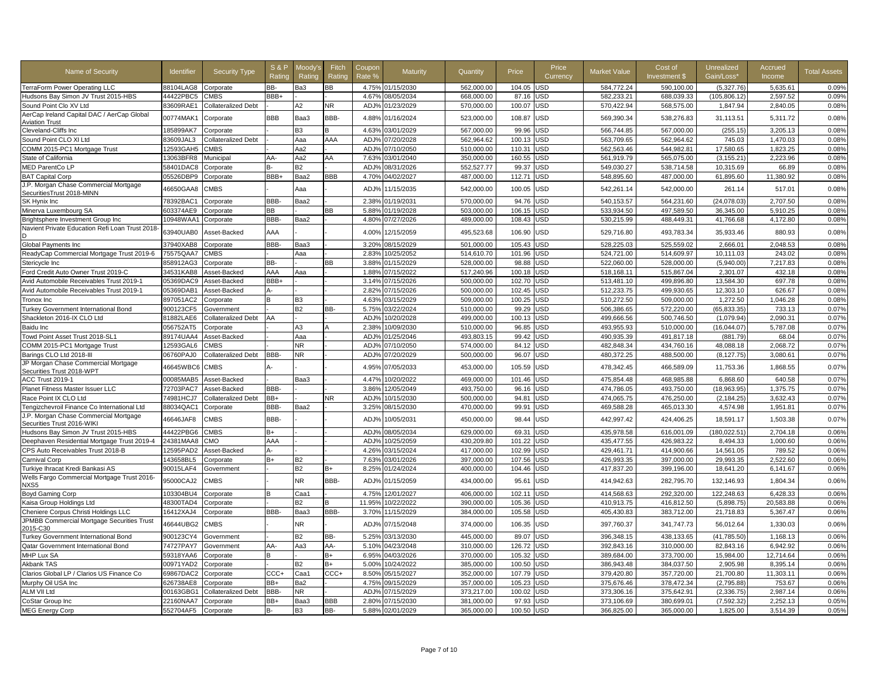| Name of Security | Identifier | Security Type | S & P Rating | Moody's Rating | Fitch Rating | Coupon Rate % | Maturity | Quantity | Price | Price Currency | Market Value | Cost of Investment $ | Unrealized Gain/Loss* | Accrued Income | Total Assets |
|---|---|---|---|---|---|---|---|---|---|---|---|---|---|---|---|
| TerraForm Power Operating LLC | 88104LAG8 | Corporate | BB- | Ba3 | BB | 4.75% | 01/15/2030 | 562,000.00 | 104.05 | USD | 584,772.24 | 590,100.00 | (5,327.76) | 5,635.61 | 0.09% |
| Hudsons Bay Simon JV Trust 2015-HBS | 44422PBC5 | CMBS | BBB+ | - | - | 4.67% | 08/05/2034 | 668,000.00 | 87.16 | USD | 582,233.21 | 688,039.33 | (105,806.12) | 2,597.52 | 0.09% |
| Sound Point Clo XV Ltd | 83609RAE1 | Collateralized Debt | | A2 | NR | ADJ% | 01/23/2029 | 570,000.00 | 100.07 | USD | 570,422.94 | 568,575.00 | 1,847.94 | 2,840.05 | 0.08% |
| AerCap Ireland Capital DAC / AerCap Global Aviation Trust | 00774MAK1 | Corporate | BBB | Baa3 | BBB- | 4.88% | 01/16/2024 | 523,000.00 | 108.87 | USD | 569,390.34 | 538,276.83 | 31,113.51 | 5,311.72 | 0.08% |
| Cleveland-Cliffs Inc | 185899AK7 | Corporate | | B3 | B | 4.63% | 03/01/2029 | 567,000.00 | 99.96 | USD | 566,744.85 | 567,000.00 | (255.15) | 3,205.13 | 0.08% |
| Sound Point CLO XI Ltd | 83609JAL3 | Collateralized Debt | | Aaa | AAA | ADJ% | 07/20/2028 | 562,964.62 | 100.13 | USD | 563,709.65 | 562,964.62 | 745.03 | 1,470.03 | 0.08% |
| COMM 2015-PC1 Mortgage Trust | 12593GAH5 | CMBS | | Aa2 | | ADJ% | 07/10/2050 | 510,000.00 | 110.31 | USD | 562,563.46 | 544,982.81 | 17,580.65 | 1,823.25 | 0.08% |
| State of California | 13063BFR8 | Municipal | AA- | Aa2 | AA | 7.63% | 03/01/2040 | 350,000.00 | 160.55 | USD | 561,919.79 | 565,075.00 | (3,155.21) | 2,223.96 | 0.08% |
| MED ParentCo LP | 58401DAC8 | Corporate | B- | B2 | | ADJ% | 08/31/2026 | 552,527.77 | 99.37 | USD | 549,030.27 | 538,714.58 | 10,315.69 | 66.89 | 0.08% |
| BAT Capital Corp | 05526DBP9 | Corporate | BBB+ | Baa2 | BBB | 4.70% | 04/02/2027 | 487,000.00 | 112.71 | USD | 548,895.60 | 487,000.00 | 61,895.60 | 11,380.92 | 0.08% |
| J.P. Morgan Chase Commercial Mortgage SecuritiesTrust 2018-MINN | 46650GAA8 | CMBS | | Aaa | | ADJ% | 11/15/2035 | 542,000.00 | 100.05 | USD | 542,261.14 | 542,000.00 | 261.14 | 517.01 | 0.08% |
| SK Hynix Inc | 78392BAC1 | Corporate | BBB- | Baa2 | | 2.38% | 01/19/2031 | 570,000.00 | 94.76 | USD | 540,153.57 | 564,231.60 | (24,078.03) | 2,707.50 | 0.08% |
| Minerva Luxembourg SA | 603374AE9 | Corporate | BB | | BB | 5.88% | 01/19/2028 | 503,000.00 | 106.15 | USD | 533,934.50 | 497,589.50 | 36,345.00 | 5,910.25 | 0.08% |
| Brightsphere Investment Group Inc | 10948WAA1 | Corporate | BBB- | Baa2 | - | 4.80% | 07/27/2026 | 489,000.00 | 108.43 | USD | 530,215.99 | 488,449.31 | 41,766.68 | 4,172.80 | 0.08% |
| Navient Private Education Refi Loan Trust 2018-D | 63940UAB0 | Asset-Backed | AAA | | | 4.00% | 12/15/2059 | 495,523.68 | 106.90 | USD | 529,716.80 | 493,783.34 | 35,933.46 | 880.93 | 0.08% |
| Global Payments Inc | 37940XAB8 | Corporate | BBB- | Baa3 | | 3.20% | 08/15/2029 | 501,000.00 | 105.43 | USD | 528,225.03 | 525,559.02 | 2,666.01 | 2,048.53 | 0.08% |
| ReadyCap Commercial Mortgage Trust 2019-6 | 75575QAA7 | CMBS | | Aaa | | 2.83% | 10/25/2052 | 514,610.70 | 101.96 | USD | 524,721.00 | 514,609.97 | 10,111.03 | 243.02 | 0.08% |
| Stericycle Inc | 858912AG3 | Corporate | BB- | | BB | 3.88% | 01/15/2029 | 528,000.00 | 98.88 | USD | 522,060.00 | 528,000.00 | (5,940.00) | 7,217.83 | 0.08% |
| Ford Credit Auto Owner Trust 2019-C | 34531KAB8 | Asset-Backed | AAA | Aaa | | 1.88% | 07/15/2022 | 517,240.96 | 100.18 | USD | 518,168.11 | 515,867.04 | 2,301.07 | 432.18 | 0.08% |
| Avid Automobile Receivables Trust 2019-1 | 05369DAC9 | Asset-Backed | BBB+ | | | 3.14% | 07/15/2026 | 500,000.00 | 102.70 | USD | 513,481.10 | 499,896.80 | 13,584.30 | 697.78 | 0.08% |
| Avid Automobile Receivables Trust 2019-1 | 05369DAB1 | Asset-Backed | A- | | | 2.82% | 07/15/2026 | 500,000.00 | 102.45 | USD | 512,233.75 | 499,930.65 | 12,303.10 | 626.67 | 0.08% |
| Tronox Inc | 897051AC2 | Corporate | B | B3 | | 4.63% | 03/15/2029 | 509,000.00 | 100.25 | USD | 510,272.50 | 509,000.00 | 1,272.50 | 1,046.28 | 0.08% |
| Turkey Government International Bond | 900123CF5 | Government | | B2 | BB- | 5.75% | 03/22/2024 | 510,000.00 | 99.29 | USD | 506,386.65 | 572,220.00 | (65,833.35) | 733.13 | 0.07% |
| Shackleton 2016-IX CLO Ltd | 81882LAE6 | Collateralized Debt | AA | | | ADJ% | 10/20/2028 | 499,000.00 | 100.13 | USD | 499,666.56 | 500,746.50 | (1,079.94) | 2,090.31 | 0.07% |
| Baidu Inc | 056752AT5 | Corporate | | A3 | A | 2.38% | 10/09/2030 | 510,000.00 | 96.85 | USD | 493,955.93 | 510,000.00 | (16,044.07) | 5,787.08 | 0.07% |
| Towd Point Asset Trust 2018-SL1 | 89174UAA4 | Asset-Backed | | Aaa | | ADJ% | 01/25/2046 | 493,803.15 | 99.42 | USD | 490,935.39 | 491,817.18 | (881.79) | 68.04 | 0.07% |
| COMM 2015-PC1 Mortgage Trust | 12593GAL6 | CMBS | | NR | | ADJ% | 07/10/2050 | 574,000.00 | 84.12 | USD | 482,848.34 | 434,760.16 | 48,088.18 | 2,068.72 | 0.07% |
| Barings CLO Ltd 2018-III | 06760PAJ0 | Collateralized Debt | BBB- | NR | | ADJ% | 07/20/2029 | 500,000.00 | 96.07 | USD | 480,372.25 | 488,500.00 | (8,127.75) | 3,080.61 | 0.07% |
| JP Morgan Chase Commercial Mortgage Securities Trust 2018-WPT | 46645WBC6 | CMBS | A- | | | 4.95% | 07/05/2033 | 453,000.00 | 105.59 | USD | 478,342.45 | 466,589.09 | 11,753.36 | 1,868.55 | 0.07% |
| ACC Trust 2019-1 | 00085MAB5 | Asset-Backed | | Baa3 | | 4.47% | 10/20/2022 | 469,000.00 | 101.46 | USD | 475,854.48 | 468,985.88 | 6,868.60 | 640.58 | 0.07% |
| Planet Fitness Master Issuer LLC | 72703PAC7 | Asset-Backed | BBB- | | | 3.86% | 12/05/2049 | 493,750.00 | 96.16 | USD | 474,786.05 | 493,750.00 | (18,963.95) | 1,375.75 | 0.07% |
| Race Point IX CLO Ltd | 74981HCJ7 | Collateralized Debt | BB+ | | NR | ADJ% | 10/15/2030 | 500,000.00 | 94.81 | USD | 474,065.75 | 476,250.00 | (2,184.25) | 3,632.43 | 0.07% |
| Tengizchevroil Finance Co International Ltd | 88034QAC1 | Corporate | BBB- | Baa2 | | 3.25% | 08/15/2030 | 470,000.00 | 99.91 | USD | 469,588.28 | 465,013.30 | 4,574.98 | 1,951.81 | 0.07% |
| J.P. Morgan Chase Commercial Mortgage Securities Trust 2016-WIKI | 46646JAF8 | CMBS | BBB- | | | ADJ% | 10/05/2031 | 450,000.00 | 98.44 | USD | 442,997.42 | 424,406.25 | 18,591.17 | 1,503.38 | 0.07% |
| Hudsons Bay Simon JV Trust 2015-HBS | 44422PBG6 | CMBS | B+ | - | - | ADJ% | 08/05/2034 | 629,000.00 | 69.31 | USD | 435,978.58 | 616,001.09 | (180,022.51) | 2,704.18 | 0.06% |
| Deephaven Residential Mortgage Trust 2019-4 | 24381MAA8 | CMO | AAA | | | ADJ% | 10/25/2059 | 430,209.80 | 101.22 | USD | 435,477.55 | 426,983.22 | 8,494.33 | 1,000.60 | 0.06% |
| CPS Auto Receivables Trust 2018-B | 12595PAD2 | Asset-Backed | A- | | | 4.26% | 03/15/2024 | 417,000.00 | 102.99 | USD | 429,461.71 | 414,900.66 | 14,561.05 | 789.52 | 0.06% |
| Carnival Corp | 143658BL5 | Corporate | B+ | B2 | | 7.63% | 03/01/2026 | 397,000.00 | 107.56 | USD | 426,993.35 | 397,000.00 | 29,993.35 | 2,522.60 | 0.06% |
| Turkiye Ihracat Kredi Bankasi AS | 90015LAF4 | Government | | B2 | B+ | 8.25% | 01/24/2024 | 400,000.00 | 104.46 | USD | 417,837.20 | 399,196.00 | 18,641.20 | 6,141.67 | 0.06% |
| Wells Fargo Commercial Mortgage Trust 2016-NXS5 | 95000CAJ2 | CMBS | | NR | BBB- | ADJ% | 01/15/2059 | 434,000.00 | 95.61 | USD | 414,942.63 | 282,795.70 | 132,146.93 | 1,804.34 | 0.06% |
| Boyd Gaming Corp | 103304BU4 | Corporate | B | Caa1 | | 4.75% | 12/01/2027 | 406,000.00 | 102.11 | USD | 414,568.63 | 292,320.00 | 122,248.63 | 6,428.33 | 0.06% |
| Kaisa Group Holdings Ltd | 48300TAD4 | Corporate | | B2 | B | 11.95% | 10/22/2022 | 390,000.00 | 105.36 | USD | 410,913.75 | 416,812.50 | (5,898.75) | 20,583.88 | 0.06% |
| Cheniere Corpus Christi Holdings LLC | 16412XAJ4 | Corporate | BBB- | Baa3 | BBB- | 3.70% | 11/15/2029 | 384,000.00 | 105.58 | USD | 405,430.83 | 383,712.00 | 21,718.83 | 5,367.47 | 0.06% |
| JPMBB Commercial Mortgage Securities Trust 2015-C30 | 46644UBG2 | CMBS | | NR | | ADJ% | 07/15/2048 | 374,000.00 | 106.35 | USD | 397,760.37 | 341,747.73 | 56,012.64 | 1,330.03 | 0.06% |
| Turkey Government International Bond | 900123CY4 | Government | | B2 | BB- | 5.25% | 03/13/2030 | 445,000.00 | 89.07 | USD | 396,348.15 | 438,133.65 | (41,785.50) | 1,168.13 | 0.06% |
| Qatar Government International Bond | 74727PAY7 | Government | AA- | Aa3 | AA- | 5.10% | 04/23/2048 | 310,000.00 | 126.72 | USD | 392,843.16 | 310,000.00 | 82,843.16 | 6,942.92 | 0.06% |
| MHP Lux SA | 59318YAA6 | Corporate | B | | B+ | 6.95% | 04/03/2026 | 370,000.00 | 105.32 | USD | 389,684.00 | 373,700.00 | 15,984.00 | 12,714.64 | 0.06% |
| Akbank TAS | 00971YAD2 | Corporate | | B2 | B+ | 5.00% | 10/24/2022 | 385,000.00 | 100.50 | USD | 386,943.48 | 384,037.50 | 2,905.98 | 8,395.14 | 0.06% |
| Clarios Global LP / Clarios US Finance Co | 69867DAC2 | Corporate | CCC+ | Caa1 | CCC+ | 8.50% | 05/15/2027 | 352,000.00 | 107.79 | USD | 379,420.80 | 357,720.00 | 21,700.80 | 11,303.11 | 0.06% |
| Murphy Oil USA Inc | 626738AE8 | Corporate | BB+ | Ba2 | | 4.75% | 09/15/2029 | 357,000.00 | 105.23 | USD | 375,676.46 | 378,472.34 | (2,795.88) | 753.67 | 0.06% |
| ALM VII Ltd | 00163GBG1 | Collateralized Debt | BBB- | NR | | ADJ% | 07/15/2029 | 373,217.00 | 100.02 | USD | 373,306.16 | 375,642.91 | (2,336.75) | 2,987.14 | 0.06% |
| CoStar Group Inc | 22160NAA7 | Corporate | BB+ | Baa3 | BBB | 2.80% | 07/15/2030 | 381,000.00 | 97.93 | USD | 373,106.69 | 380,699.01 | (7,592.32) | 2,252.13 | 0.05% |
| MEG Energy Corp | 552704AF5 | Corporate | B- | B3 | BB- | 5.88% | 02/01/2029 | 365,000.00 | 100.50 | USD | 366,825.00 | 365,000.00 | 1,825.00 | 3,514.39 | 0.05% |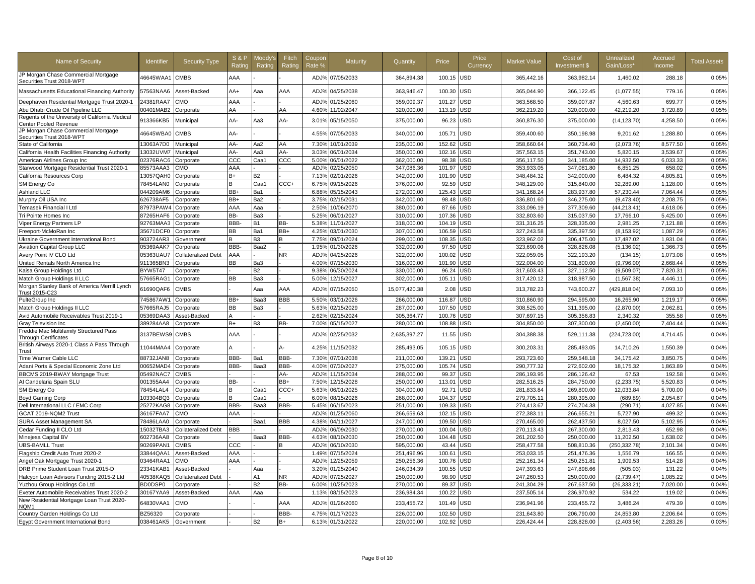| Name of Security | Identifier | Security Type | S & P Rating | Moody's Rating | Fitch Rating | Coupon Rate % | Maturity | Quantity | Price | Price Currency | Market Value | Cost of Investment $ | Unrealized Gain/Loss* | Accrued Income | Total Assets |
|---|---|---|---|---|---|---|---|---|---|---|---|---|---|---|---|
| JP Morgan Chase Commercial Mortgage Securities Trust 2018-WPT | 46645WAA1 | CMBS | AAA | - | - | ADJ% | 07/05/2033 | 364,894.38 | 100.15 | USD | 365,442.16 | 363,982.14 | 1,460.02 | 288.18 | 0.05% |
| Massachusetts Educational Financing Authority | 57563NAA6 | Asset-Backed | AA+ | Aaa | AAA | ADJ% | 04/25/2038 | 363,946.47 | 100.30 | USD | 365,044.90 | 366,122.45 | (1,077.55) | 779.16 | 0.05% |
| Deephaven Residential Mortgage Trust 2020-1 | 24381RAA7 | CMO | AAA | - | - | ADJ% | 01/25/2060 | 359,009.37 | 101.27 | USD | 363,568.50 | 359,007.87 | 4,560.63 | 699.77 | 0.05% |
| Abu Dhabi Crude Oil Pipeline LLC | 00401MAB2 | Corporate | AA | - | AA | 4.60% | 11/02/2047 | 320,000.00 | 113.19 | USD | 362,219.20 | 320,000.00 | 42,219.20 | 3,720.89 | 0.05% |
| Regents of the University of California Medical Center Pooled Revenue | 913366KB5 | Municipal | AA- | Aa3 | AA- | 3.01% | 05/15/2050 | 375,000.00 | 96.23 | USD | 360,876.30 | 375,000.00 | (14,123.70) | 4,258.50 | 0.05% |
| JP Morgan Chase Commercial Mortgage Securities Trust 2018-WPT | 46645WBA0 | CMBS | AA- | - | - | 4.55% | 07/05/2033 | 340,000.00 | 105.71 | USD | 359,400.60 | 350,198.98 | 9,201.62 | 1,288.80 | 0.05% |
| State of California | 13063A7D0 | Municipal | AA- | Aa2 | AA | 7.30% | 10/01/2039 | 235,000.00 | 152.62 | USD | 358,660.64 | 360,734.40 | (2,073.76) | 8,577.50 | 0.05% |
| California Health Facilities Financing Authority | 13032UVM7 | Municipal | AA- | Aa3 | AA- | 3.03% | 06/01/2034 | 350,000.00 | 102.16 | USD | 357,563.15 | 351,743.00 | 5,820.15 | 3,539.67 | 0.05% |
| American Airlines Group Inc | 02376RAC6 | Corporate | CCC | Caa1 | CCC | 5.00% | 06/01/2022 | 362,000.00 | 98.38 | USD | 356,117.50 | 341,185.00 | 14,932.50 | 6,033.33 | 0.05% |
| Starwood Mortgage Residential Trust 2020-1 | 85573AAA3 | CMO | AAA | - | - | ADJ% | 02/25/2050 | 347,086.36 | 101.97 | USD | 353,933.05 | 347,081.80 | 6,851.25 | 658.02 | 0.05% |
| California Resources Corp | 13057QAH0 | Corporate | B+ | B2 | - | 7.13% | 02/01/2026 | 342,000.00 | 101.90 | USD | 348,484.32 | 342,000.00 | 6,484.32 | 4,805.81 | 0.05% |
| SM Energy Co | 78454LAN0 | Corporate | B | Caa1 | CCC+ | 6.75% | 09/15/2026 | 376,000.00 | 92.59 | USD | 348,129.00 | 315,840.00 | 32,289.00 | 1,128.00 | 0.05% |
| Ashland LLC | 044209AM6 | Corporate | BB+ | Ba1 | - | 6.88% | 05/15/2043 | 272,000.00 | 125.43 | USD | 341,168.24 | 283,937.80 | 57,230.44 | 7,064.44 | 0.05% |
| Murphy Oil USA Inc | 626738AF5 | Corporate | BB+ | Ba2 | - | 3.75% | 02/15/2031 | 342,000.00 | 98.48 | USD | 336,801.60 | 346,275.00 | (9,473.40) | 2,208.75 | 0.05% |
| Temasek Financial I Ltd | 87973PAW4 | Corporate | AAA | Aaa | - | 2.50% | 10/06/2070 | 380,000.00 | 87.66 | USD | 333,096.19 | 377,309.60 | (44,213.41) | 4,618.06 | 0.05% |
| Tri Pointe Homes Inc | 87265HAF6 | Corporate | BB- | Ba3 | - | 5.25% | 06/01/2027 | 310,000.00 | 107.36 | USD | 332,803.60 | 315,037.50 | 17,766.10 | 5,425.00 | 0.05% |
| Viper Energy Partners LP | 92763MAA3 | Corporate | BBB- | B1 | BB- | 5.38% | 11/01/2027 | 318,000.00 | 104.19 | USD | 331,316.25 | 328,335.00 | 2,981.25 | 7,121.88 | 0.05% |
| Freeport-McMoRan Inc | 35671DCF0 | Corporate | BB | Ba1 | BB+ | 4.25% | 03/01/2030 | 307,000.00 | 106.59 | USD | 327,243.58 | 335,397.50 | (8,153.92) | 1,087.29 | 0.05% |
| Ukraine Government International Bond | 903724AR3 | Government | B | B3 | B | 7.75% | 09/01/2024 | 299,000.00 | 108.35 | USD | 323,962.02 | 306,475.00 | 17,487.02 | 1,931.04 | 0.05% |
| Aviation Capital Group LLC | 05369AAK7 | Corporate | BBB- | Baa2 | - | 1.95% | 01/30/2026 | 332,000.00 | 97.50 | USD | 323,690.06 | 328,826.08 | (5,136.02) | 1,366.73 | 0.05% |
| Avery Point IV CLO Ltd | 05363UAU7 | Collateralized Debt | AAA | - | NR | ADJ% | 04/25/2026 | 322,000.00 | 100.02 | USD | 322,059.05 | 322,193.20 | (134.15) | 1,073.08 | 0.05% |
| United Rentals North America Inc | 911365BN3 | Corporate | BB | Ba3 | - | 4.00% | 07/15/2030 | 316,000.00 | 101.90 | USD | 322,004.00 | 331,800.00 | (9,796.00) | 2,668.44 | 0.05% |
| Kaisa Group Holdings Ltd | BYW5T47 | Corporate | - | B2 | - | 9.38% | 06/30/2024 | 330,000.00 | 96.24 | USD | 317,603.43 | 327,112.50 | (9,509.07) | 7,820.31 | 0.05% |
| Match Group Holdings II LLC | 57665RAG1 | Corporate | BB | Ba3 | - | 5.00% | 12/15/2027 | 302,000.00 | 105.11 | USD | 317,420.12 | 318,987.50 | (1,567.38) | 4,446.11 | 0.05% |
| Morgan Stanley Bank of America Merrill Lynch Trust 2015-C23 | 61690QAF6 | CMBS | - | Aaa | AAA | ADJ% | 07/15/2050 | 15,077,420.38 | 2.08 | USD | 313,782.23 | 743,600.27 | (429,818.04) | 7,093.10 | 0.05% |
| PulteGroup Inc | 745867AW1 | Corporate | BB+ | Baa3 | BBB | 5.50% | 03/01/2026 | 266,000.00 | 116.87 | USD | 310,860.90 | 294,595.00 | 16,265.90 | 1,219.17 | 0.05% |
| Match Group Holdings II LLC | 57665RAJ5 | Corporate | BB | Ba3 | - | 5.63% | 02/15/2029 | 287,000.00 | 107.50 | USD | 308,525.00 | 311,395.00 | (2,870.00) | 2,062.81 | 0.05% |
| Avid Automobile Receivables Trust 2019-1 | 05369DAA3 | Asset-Backed | A | - | - | 2.62% | 02/15/2024 | 305,364.77 | 100.76 | USD | 307,697.15 | 305,356.83 | 2,340.32 | 355.58 | 0.05% |
| Gray Television Inc | 389284AA8 | Corporate | B+ | B3 | BB- | 7.00% | 05/15/2027 | 280,000.00 | 108.88 | USD | 304,850.00 | 307,300.00 | (2,450.00) | 7,404.44 | 0.04% |
| Freddie Mac Multifamily Structured Pass Through Certificates | 3137BEWS9 | CMBS | AAA | - | - | ADJ% | 02/25/2032 | 2,635,397.27 | 11.55 | USD | 304,388.38 | 529,111.38 | (224,723.00) | 4,714.45 | 0.04% |
| British Airways 2020-1 Class A Pass Through Trust | 11044MAA4 | Corporate | A | - | A- | 4.25% | 11/15/2032 | 285,493.05 | 105.15 | USD | 300,203.31 | 285,493.05 | 14,710.26 | 1,550.39 | 0.04% |
| Time Warner Cable LLC | 88732JAN8 | Corporate | BBB- | Ba1 | BBB- | 7.30% | 07/01/2038 | 211,000.00 | 139.21 | USD | 293,723.60 | 259,548.18 | 34,175.42 | 3,850.75 | 0.04% |
| Adani Ports & Special Economic Zone Ltd | 00652MAD4 | Corporate | BBB- | Baa3 | BBB- | 4.00% | 07/30/2027 | 275,000.00 | 105.74 | USD | 290,777.32 | 272,602.00 | 18,175.32 | 1,863.89 | 0.04% |
| BBCMS 2019-BWAY Mortgage Trust | 05492NAC7 | CMBS | - | - | AA- | ADJ% | 11/15/2034 | 288,000.00 | 99.37 | USD | 286,193.95 | 286,126.42 | 67.53 | 192.58 | 0.04% |
| AI Candelaria Spain SLU | 001355AA4 | Corporate | BB- | - | BB+ | 7.50% | 12/15/2028 | 250,000.00 | 113.01 | USD | 282,516.25 | 284,750.00 | (2,233.75) | 5,520.83 | 0.04% |
| SM Energy Co | 78454LAL4 | Corporate | B | Caa1 | CCC+ | 5.63% | 06/01/2025 | 304,000.00 | 92.71 | USD | 281,833.84 | 269,800.00 | 12,033.84 | 5,700.00 | 0.04% |
| Boyd Gaming Corp | 103304BQ3 | Corporate | B | Caa1 | - | 6.00% | 08/15/2026 | 268,000.00 | 104.37 | USD | 279,705.11 | 280,395.00 | (689.89) | 2,054.67 | 0.04% |
| Dell International LLC / EMC Corp | 25272KAG8 | Corporate | BBB- | Baa3 | BBB- | 5.45% | 06/15/2023 | 251,000.00 | 109.33 | USD | 274,413.67 | 274,704.38 | (290.71) | 4,027.85 | 0.04% |
| GCAT 2019-NQM2 Trust | 36167FAA7 | CMO | AAA | - | - | ADJ% | 01/25/2060 | 266,659.63 | 102.15 | USD | 272,383.11 | 266,655.21 | 5,727.90 | 499.32 | 0.04% |
| SURA Asset Management SA | 78486LAA0 | Corporate | - | Baa1 | BBB | 4.38% | 04/11/2027 | 247,000.00 | 109.50 | USD | 270,465.00 | 262,437.50 | 8,027.50 | 5,102.95 | 0.04% |
| Cedar Funding II CLO Ltd | 15032TBA3 | Collateralized Debt | BBB | - | - | ADJ% | 06/09/2030 | 270,000.00 | 100.04 | USD | 270,113.43 | 267,300.00 | 2,813.43 | 652.98 | 0.04% |
| Minejesa Capital BV | 602736AA8 | Corporate | - | Baa3 | BBB- | 4.63% | 08/10/2030 | 250,000.00 | 104.48 | USD | 261,202.50 | 250,000.00 | 11,202.50 | 1,638.02 | 0.04% |
| UBS-BAMLL Trust | 90269PAN1 | CMBS | CCC | - | B | ADJ% | 06/10/2030 | 595,000.00 | 43.44 | USD | 258,477.58 | 508,810.36 | (250,332.78) | 2,101.34 | 0.04% |
| Flagship Credit Auto Trust 2020-2 | 33844QAA1 | Asset-Backed | AAA | - | - | 1.49% | 07/15/2024 | 251,496.96 | 100.61 | USD | 253,033.15 | 251,476.36 | 1,556.79 | 166.55 | 0.04% |
| Angel Oak Mortgage Trust 2020-1 | 03464RAA1 | CMO | AAA | - | - | ADJ% | 12/25/2059 | 250,256.36 | 100.76 | USD | 252,161.34 | 250,251.81 | 1,909.53 | 514.28 | 0.04% |
| DRB Prime Student Loan Trust 2015-D | 23341KAB1 | Asset-Backed | - | Aaa | - | 3.20% | 01/25/2040 | 246,034.39 | 100.55 | USD | 247,393.63 | 247,898.66 | (505.03) | 131.22 | 0.04% |
| Halcyon Loan Advisors Funding 2015-2 Ltd | 40538KAQ5 | Collateralized Debt | - | A1 | NR | ADJ% | 07/25/2027 | 250,000.00 | 98.90 | USD | 247,260.53 | 250,000.00 | (2,739.47) | 1,085.22 | 0.04% |
| Yuzhou Group Holdings Co Ltd | BD0DSP0 | Corporate | - | B2 | BB- | 6.00% | 10/25/2023 | 270,000.00 | 89.37 | USD | 241,304.29 | 267,637.50 | (26,333.21) | 7,020.00 | 0.04% |
| Exeter Automobile Receivables Trust 2020-2 | 30167YAA9 | Asset-Backed | AAA | Aaa | - | 1.13% | 08/15/2023 | 236,984.34 | 100.22 | USD | 237,505.14 | 236,970.92 | 534.22 | 119.02 | 0.04% |
| New Residential Mortgage Loan Trust 2020-NQM1 | 64830VAA1 | CMO | - | - | AAA | ADJ% | 01/26/2060 | 233,455.72 | 101.49 | USD | 236,941.96 | 233,455.72 | 3,486.24 | 479.39 | 0.03% |
| Country Garden Holdings Co Ltd | BZ56320 | Corporate | - | - | BBB- | 4.75% | 01/17/2023 | 226,000.00 | 102.50 | USD | 231,643.80 | 206,790.00 | 24,853.80 | 2,206.64 | 0.03% |
| Egypt Government International Bond | 038461AK5 | Government | - | B2 | B+ | 6.13% | 01/31/2022 | 220,000.00 | 102.92 | USD | 226,424.44 | 228,828.00 | (2,403.56) | 2,283.26 | 0.03% |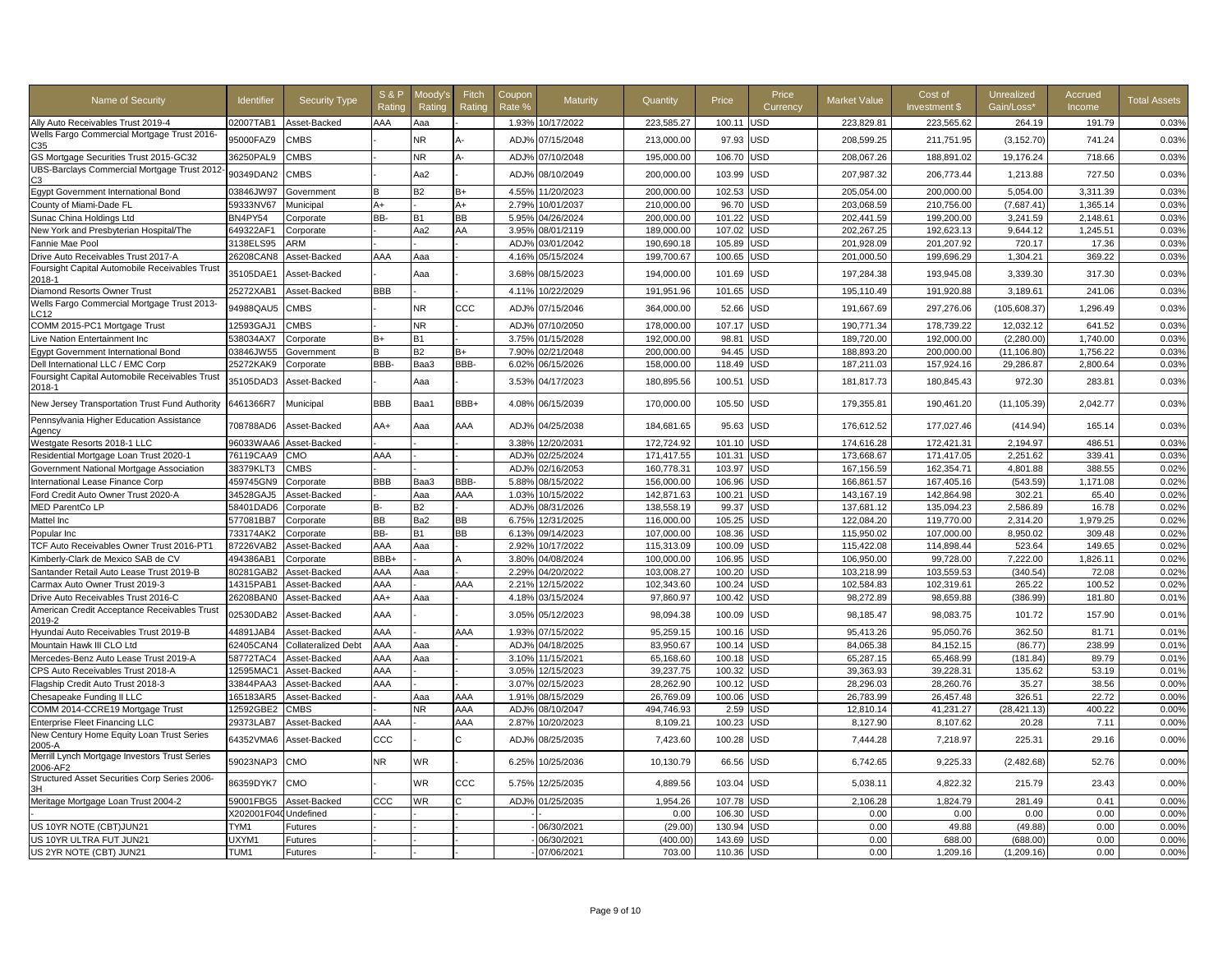| Name of Security | Identifier | Security Type | S & P Rating | Moody's Rating | Fitch Rating | Coupon Rate % | Maturity | Quantity | Price | Price Currency | Market Value | Cost of Investment $ | Unrealized Gain/Loss* | Accrued Income | Total Assets |
|---|---|---|---|---|---|---|---|---|---|---|---|---|---|---|---|
| Ally Auto Receivables Trust 2019-4 | 02007TAB1 | Asset-Backed | AAA | Aaa | - | 1.93% | 10/17/2022 | 223,585.27 | 100.11 | USD | 223,829.81 | 223,565.62 | 264.19 | 191.79 | 0.03% |
| Wells Fargo Commercial Mortgage Trust 2016-C35 | 95000FAZ9 | CMBS | | NR | A- | ADJ% | 07/15/2048 | 213,000.00 | 97.93 | USD | 208,599.25 | 211,751.95 | (3,152.70) | 741.24 | 0.03% |
| GS Mortgage Securities Trust 2015-GC32 | 36250PAL9 | CMBS | | NR | A- | ADJ% | 07/10/2048 | 195,000.00 | 106.70 | USD | 208,067.26 | 188,891.02 | 19,176.24 | 718.66 | 0.03% |
| UBS-Barclays Commercial Mortgage Trust 2012-C3 | 90349DAN2 | CMBS | | Aa2 | | ADJ% | 08/10/2049 | 200,000.00 | 103.99 | USD | 207,987.32 | 206,773.44 | 1,213.88 | 727.50 | 0.03% |
| Egypt Government International Bond | 03846JW97 | Government | B | B2 | B+ | 4.55% | 11/20/2023 | 200,000.00 | 102.53 | USD | 205,054.00 | 200,000.00 | 5,054.00 | 3,311.39 | 0.03% |
| County of Miami-Dade FL | 59333NV67 | Municipal | A+ | - | A+ | 2.79% | 10/01/2037 | 210,000.00 | 96.70 | USD | 203,068.59 | 210,756.00 | (7,687.41) | 1,365.14 | 0.03% |
| Sunac China Holdings Ltd | BN4PY54 | Corporate | BB- | B1 | BB | 5.95% | 04/26/2024 | 200,000.00 | 101.22 | USD | 202,441.59 | 199,200.00 | 3,241.59 | 2,148.61 | 0.03% |
| New York and Presbyterian Hospital/The | 649322AF1 | Corporate | - | Aa2 | AA | 3.95% | 08/01/2119 | 189,000.00 | 107.02 | USD | 202,267.25 | 192,623.13 | 9,644.12 | 1,245.51 | 0.03% |
| Fannie Mae Pool | 3138ELS95 | ARM | - | - | - | ADJ% | 03/01/2042 | 190,690.18 | 105.89 | USD | 201,928.09 | 201,207.92 | 720.17 | 17.36 | 0.03% |
| Drive Auto Receivables Trust 2017-A | 26208CAN8 | Asset-Backed | AAA | Aaa | - | 4.16% | 05/15/2024 | 199,700.67 | 100.65 | USD | 201,000.50 | 199,696.29 | 1,304.21 | 369.22 | 0.03% |
| Foursight Capital Automobile Receivables Trust 2018-1 | 35105DAE1 | Asset-Backed | - | Aaa | - | 3.68% | 08/15/2023 | 194,000.00 | 101.69 | USD | 197,284.38 | 193,945.08 | 3,339.30 | 317.30 | 0.03% |
| Diamond Resorts Owner Trust | 25272XAB1 | Asset-Backed | BBB | - | - | 4.11% | 10/22/2029 | 191,951.96 | 101.65 | USD | 195,110.49 | 191,920.88 | 3,189.61 | 241.06 | 0.03% |
| Wells Fargo Commercial Mortgage Trust 2013-LC12 | 94988QAU5 | CMBS | | NR | CCC | ADJ% | 07/15/2046 | 364,000.00 | 52.66 | USD | 191,667.69 | 297,276.06 | (105,608.37) | 1,296.49 | 0.03% |
| COMM 2015-PC1 Mortgage Trust | 12593GAJ1 | CMBS | | NR | - | ADJ% | 07/10/2050 | 178,000.00 | 107.17 | USD | 190,771.31 | 178,739.22 | 12,032.12 | 641.52 | 0.03% |
| Live Nation Entertainment Inc | 538034AX7 | Corporate | B+ | B1 | - | 3.75% | 01/15/2028 | 192,000.00 | 98.81 | USD | 189,720.00 | 192,000.00 | (2,280.00) | 1,740.00 | 0.03% |
| Egypt Government International Bond | 03846JW55 | Government | B | B2 | B+ | 7.90% | 02/21/2048 | 200,000.00 | 94.45 | USD | 188,893.20 | 200,000.00 | (11,106.80) | 1,756.22 | 0.03% |
| Dell International LLC / EMC Corp | 25272KAK9 | Corporate | BBB- | Baa3 | BBB- | 6.02% | 06/15/2026 | 158,000.00 | 118.49 | USD | 187,211.03 | 157,924.16 | 29,286.87 | 2,800.64 | 0.03% |
| Foursight Capital Automobile Receivables Trust 2018-1 | 35105DAD3 | Asset-Backed | - | Aaa | - | 3.53% | 04/17/2023 | 180,895.56 | 100.51 | USD | 181,817.73 | 180,845.43 | 972.30 | 283.81 | 0.03% |
| New Jersey Transportation Trust Fund Authority | 6461366R7 | Municipal | BBB | Baa1 | BBB+ | 4.08% | 06/15/2039 | 170,000.00 | 105.50 | USD | 179,355.81 | 190,461.20 | (11,105.39) | 2,042.77 | 0.03% |
| Pennsylvania Higher Education Assistance Agency | 708788AD6 | Asset-Backed | AA+ | Aaa | AAA | ADJ% | 04/25/2038 | 184,681.65 | 95.63 | USD | 176,612.52 | 177,027.46 | (414.94) | 165.14 | 0.03% |
| Westgate Resorts 2018-1 LLC | 96033WAA6 | Asset-Backed | - | - | - | 3.38% | 12/20/2031 | 172,724.92 | 101.10 | USD | 174,616.28 | 172,421.31 | 2,194.97 | 486.51 | 0.03% |
| Residential Mortgage Loan Trust 2020-1 | 76119CAA9 | CMO | AAA | - | - | ADJ% | 02/25/2024 | 171,417.55 | 101.31 | USD | 173,668.67 | 171,417.05 | 2,251.62 | 339.41 | 0.03% |
| Government National Mortgage Association | 38379KLT3 | CMBS | - | - | - | ADJ% | 02/16/2053 | 160,778.31 | 103.97 | USD | 167,156.59 | 162,354.71 | 4,801.88 | 388.55 | 0.02% |
| International Lease Finance Corp | 459745GN9 | Corporate | BBB | Baa3 | BBB- | 5.88% | 08/15/2022 | 156,000.00 | 106.96 | USD | 166,861.57 | 167,405.16 | (543.59) | 1,171.08 | 0.02% |
| Ford Credit Auto Owner Trust 2020-A | 34528GAJ5 | Asset-Backed | - | Aaa | AAA | 1.03% | 10/15/2022 | 142,871.63 | 100.21 | USD | 143,167.19 | 142,864.98 | 302.21 | 65.40 | 0.02% |
| MED ParentCo LP | 58401DAD6 | Corporate | B- | B2 | - | ADJ% | 08/31/2026 | 138,558.19 | 99.37 | USD | 137,681.12 | 135,094.23 | 2,586.89 | 16.78 | 0.02% |
| Mattel Inc | 577081BB7 | Corporate | BB | Ba2 | BB | 6.75% | 12/31/2025 | 116,000.00 | 105.25 | USD | 122,084.20 | 119,770.00 | 2,314.20 | 1,979.25 | 0.02% |
| Popular Inc | 733174AK2 | Corporate | BB- | B1 | BB | 6.13% | 09/14/2023 | 107,000.00 | 108.36 | USD | 115,950.02 | 107,000.00 | 8,950.02 | 309.48 | 0.02% |
| TCF Auto Receivables Owner Trust 2016-PT1 | 87226VAB2 | Asset-Backed | AAA | Aaa | - | 2.92% | 10/17/2022 | 115,313.09 | 100.09 | USD | 115,422.08 | 114,898.44 | 523.64 | 149.65 | 0.02% |
| Kimberly-Clark de Mexico SAB de CV | 494386AB1 | Corporate | BBB+ | - | A | 3.80% | 04/08/2024 | 100,000.00 | 106.95 | USD | 106,950.00 | 99,728.00 | 7,222.00 | 1,826.11 | 0.02% |
| Santander Retail Auto Lease Trust 2019-B | 80281GAB2 | Asset-Backed | AAA | Aaa | - | 2.29% | 04/20/2022 | 103,008.27 | 100.20 | USD | 103,218.99 | 103,559.53 | (340.54) | 72.08 | 0.02% |
| Carmax Auto Owner Trust 2019-3 | 14315PAB1 | Asset-Backed | AAA | - | AAA | 2.21% | 12/15/2022 | 102,343.60 | 100.24 | USD | 102,584.83 | 102,319.61 | 265.22 | 100.52 | 0.02% |
| Drive Auto Receivables Trust 2016-C | 26208BAN0 | Asset-Backed | AA+ | Aaa | - | 4.18% | 03/15/2024 | 97,860.97 | 100.42 | USD | 98,272.89 | 98,659.88 | (386.99) | 181.80 | 0.01% |
| American Credit Acceptance Receivables Trust 2019-2 | 02530DAB2 | Asset-Backed | AAA | - | - | 3.05% | 05/12/2023 | 98,094.38 | 100.09 | USD | 98,185.47 | 98,083.75 | 101.72 | 157.90 | 0.01% |
| Hyundai Auto Receivables Trust 2019-B | 44891JAB4 | Asset-Backed | AAA | - | AAA | 1.93% | 07/15/2022 | 95,259.15 | 100.16 | USD | 95,413.26 | 95,050.76 | 362.50 | 81.71 | 0.01% |
| Mountain Hawk III CLO Ltd | 62405CAN4 | Collateralized Debt | AAA | Aaa | - | ADJ% | 04/18/2025 | 83,950.67 | 100.14 | USD | 84,065.38 | 84,152.15 | (86.77) | 238.99 | 0.01% |
| Mercedes-Benz Auto Lease Trust 2019-A | 58772TAC4 | Asset-Backed | AAA | Aaa | - | 3.10% | 11/15/2021 | 65,168.60 | 100.18 | USD | 65,287.15 | 65,468.99 | (181.84) | 89.79 | 0.01% |
| CPS Auto Receivables Trust 2018-A | 12595MAC1 | Asset-Backed | AAA | - | - | 3.05% | 12/15/2023 | 39,237.75 | 100.32 | USD | 39,363.93 | 39,228.31 | 135.62 | 53.19 | 0.01% |
| Flagship Credit Auto Trust 2018-3 | 33844PAA3 | Asset-Backed | AAA | - | - | 3.07% | 02/15/2023 | 28,262.90 | 100.12 | USD | 28,296.03 | 28,260.76 | 35.27 | 38.56 | 0.00% |
| Chesapeake Funding II LLC | 165183AR5 | Asset-Backed | - | Aaa | AAA | 1.91% | 08/15/2029 | 26,769.09 | 100.06 | USD | 26,783.99 | 26,457.48 | 326.51 | 22.72 | 0.00% |
| COMM 2014-CCRE19 Mortgage Trust | 12592GBE2 | CMBS | | NR | AAA | ADJ% | 08/10/2047 | 494,746.93 | 2.59 | USD | 12,810.14 | 41,231.27 | (28,421.13) | 400.22 | 0.00% |
| Enterprise Fleet Financing LLC | 29373LAB7 | Asset-Backed | AAA | - | AAA | 2.87% | 10/20/2023 | 8,109.21 | 100.23 | USD | 8,127.90 | 8,107.62 | 20.28 | 7.11 | 0.00% |
| New Century Home Equity Loan Trust Series 2005-A | 64352VMA6 | Asset-Backed | CCC | - | C | ADJ% | 08/25/2035 | 7,423.60 | 100.28 | USD | 7,444.28 | 7,218.97 | 225.31 | 29.16 | 0.00% |
| Merrill Lynch Mortgage Investors Trust Series 2006-AF2 | 59023NAP3 | CMO | NR | WR | - | 6.25% | 10/25/2036 | 10,130.79 | 66.56 | USD | 6,742.65 | 9,225.33 | (2,482.68) | 52.76 | 0.00% |
| Structured Asset Securities Corp Series 2006-3H | 86359DYK7 | CMO | | WR | CCC | 5.75% | 12/25/2035 | 4,889.56 | 103.04 | USD | 5,038.11 | 4,822.32 | 215.79 | 23.43 | 0.00% |
| Meritage Mortgage Loan Trust 2004-2 | 59001FBG5 | Asset-Backed | CCC | WR | C | ADJ% | 01/25/2035 | 1,954.26 | 107.78 | USD | 2,106.28 | 1,824.79 | 281.49 | 0.41 | 0.00% |
| - | X202001F04( | Undefined | - | - | - | - | - | 0.00 | 106.30 | USD | 0.00 | 0.00 | 0.00 | 0.00 | 0.00% |
| US 10YR NOTE (CBT)JUN21 | TYM1 | Futures | - | - | - | - | 06/30/2021 | (29.00) | 130.94 | USD | 0.00 | 49.88 | (49.88) | 0.00 | 0.00% |
| US 10YR ULTRA FUT JUN21 | UXYM1 | Futures | - | - | - | - | 06/30/2021 | (400.00) | 143.69 | USD | 0.00 | 688.00 | (688.00) | 0.00 | 0.00% |
| US 2YR NOTE (CBT) JUN21 | TUM1 | Futures | - | - | - | - | 07/06/2021 | 703.00 | 110.36 | USD | 0.00 | 1,209.16 | (1,209.16) | 0.00 | 0.00% |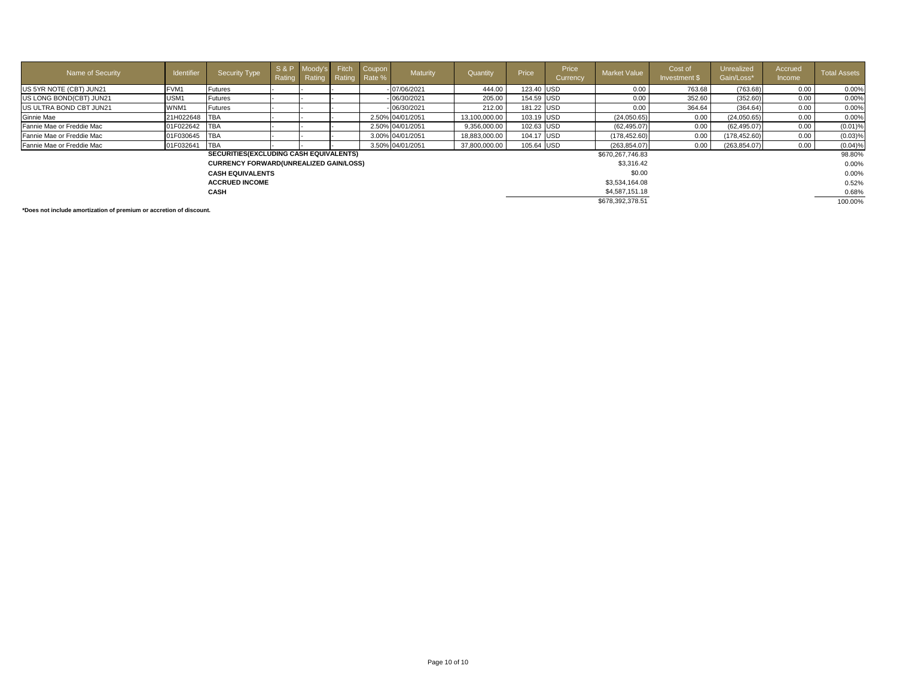| Name of Security | Identifier | Security Type | S & P Rating | Moody's Rating | Fitch Rating | Coupon Rate % | Maturity | Quantity | Price | Price Currency | Market Value | Cost of Investment $ | Unrealized Gain/Loss* | Accrued Income | Total Assets |
|---|---|---|---|---|---|---|---|---|---|---|---|---|---|---|---|
| US 5YR NOTE (CBT) JUN21 | FVM1 | Futures | - | - | - | - | 07/06/2021 | 444.00 | 123.40 | USD | 0.00 | 763.68 | (763.68) | 0.00 | 0.00% |
| US LONG BOND(CBT) JUN21 | USM1 | Futures | - | - | - | - | 06/30/2021 | 205.00 | 154.59 | USD | 0.00 | 352.60 | (352.60) | 0.00 | 0.00% |
| US ULTRA BOND CBT JUN21 | WNM1 | Futures | - | - | - | - | 06/30/2021 | 212.00 | 181.22 | USD | 0.00 | 364.64 | (364.64) | 0.00 | 0.00% |
| Ginnie Mae | 21H022648 | TBA | - | - | - | 2.50% | 04/01/2051 | 13,100,000.00 | 103.19 | USD | (24,050.65) | 0.00 | (24,050.65) | 0.00 | 0.00% |
| Fannie Mae or Freddie Mac | 01F022642 | TBA | - | - | - | 2.50% | 04/01/2051 | 9,356,000.00 | 102.63 | USD | (62,495.07) | 0.00 | (62,495.07) | 0.00 | (0.01)% |
| Fannie Mae or Freddie Mac | 01F030645 | TBA | - | - | - | 3.00% | 04/01/2051 | 18,883,000.00 | 104.17 | USD | (178,452.60) | 0.00 | (178,452.60) | 0.00 | (0.03)% |
| Fannie Mae or Freddie Mac | 01F032641 | TBA | - | - | - | 3.50% | 04/01/2051 | 37,800,000.00 | 105.64 | USD | (263,854.07) | 0.00 | (263,854.07) | 0.00 | (0.04)% |
| | | **SECURITIES(EXCLUDING CASH EQUIVALENTS)** | | | | | | | | | $670,267,746.83 | | | | 98.80% |
| | | **CURRENCY FORWARD(UNREALIZED GAIN/LOSS)** | | | | | | | | | $3,316.42 | | | | 0.00% |
| | | **CASH EQUIVALENTS** | | | | | | | | | $0.00 | | | | 0.00% |
| | | **ACCRUED INCOME** | | | | | | | | | $3,534,164.08 | | | | 0.52% |
| | | **CASH** | | | | | | | | | $4,587,151.18 | | | | 0.68% |
| | | | | | | | | | | | $678,392,378.51 | | | | 100.00% |

**\*Does not include amortization of premium or accretion of discount.**